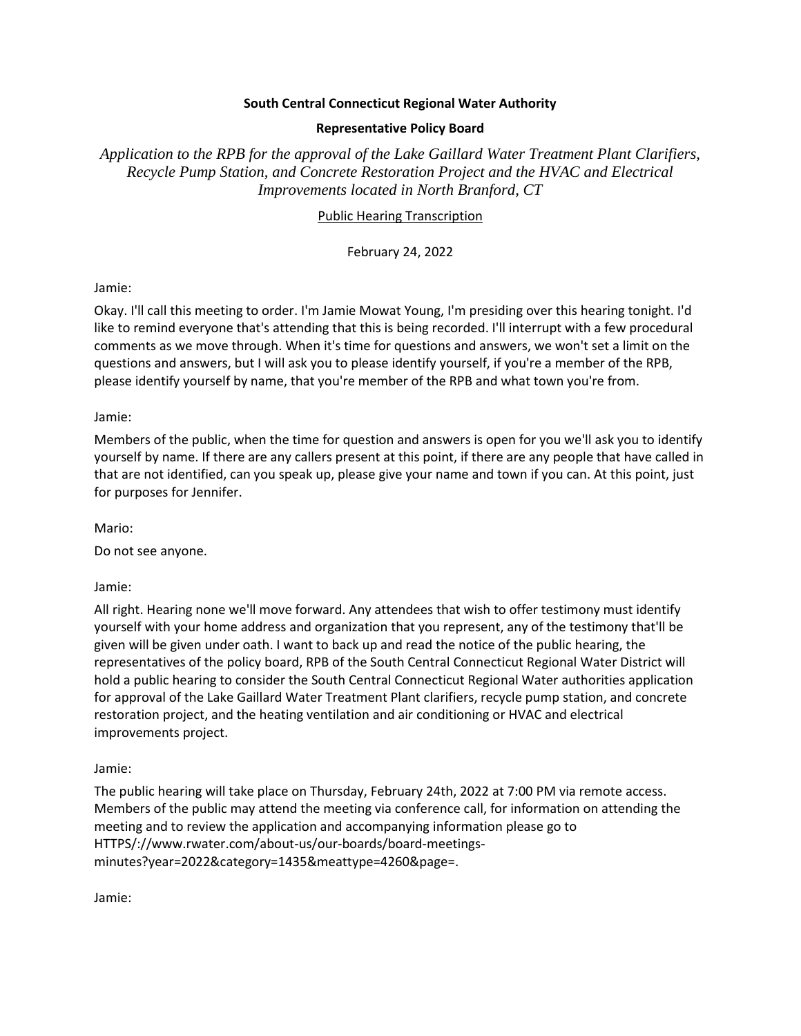**South Central Connecticut Regional Water Authority**

**Representative Policy Board**

*Application to the RPB for the approval of the Lake Gaillard Water Treatment Plant Clarifiers, Recycle Pump Station, and Concrete Restoration Project and the HVAC and Electrical Improvements located in North Branford, CT*

Public Hearing Transcription

February 24, 2022

Jamie:

Okay. I'll call this meeting to order. I'm Jamie Mowat Young, I'm presiding over this hearing tonight. I'd like to remind everyone that's attending that this is being recorded. I'll interrupt with a few procedural comments as we move through. When it's time for questions and answers, we won't set a limit on the questions and answers, but I will ask you to please identify yourself, if you're a member of the RPB, please identify yourself by name, that you're member of the RPB and what town you're from.

Jamie:

Members of the public, when the time for question and answers is open for you we'll ask you to identify yourself by name. If there are any callers present at this point, if there are any people that have called in that are not identified, can you speak up, please give your name and town if you can. At this point, just for purposes for Jennifer.

Mario:

Do not see anyone.

Jamie:

All right. Hearing none we'll move forward. Any attendees that wish to offer testimony must identify yourself with your home address and organization that you represent, any of the testimony that'll be given will be given under oath. I want to back up and read the notice of the public hearing, the representatives of the policy board, RPB of the South Central Connecticut Regional Water District will hold a public hearing to consider the South Central Connecticut Regional Water authorities application for approval of the Lake Gaillard Water Treatment Plant clarifiers, recycle pump station, and concrete restoration project, and the heating ventilation and air conditioning or HVAC and electrical improvements project.

Jamie:

The public hearing will take place on Thursday, February 24th, 2022 at 7:00 PM via remote access. Members of the public may attend the meeting via conference call, for information on attending the meeting and to review the application and accompanying information please go to HTTPS/://www.rwater.com/about-us/our-boards/board-meetings-minutes?year=2022&category=1435&meattype=4260&page=.

Jamie: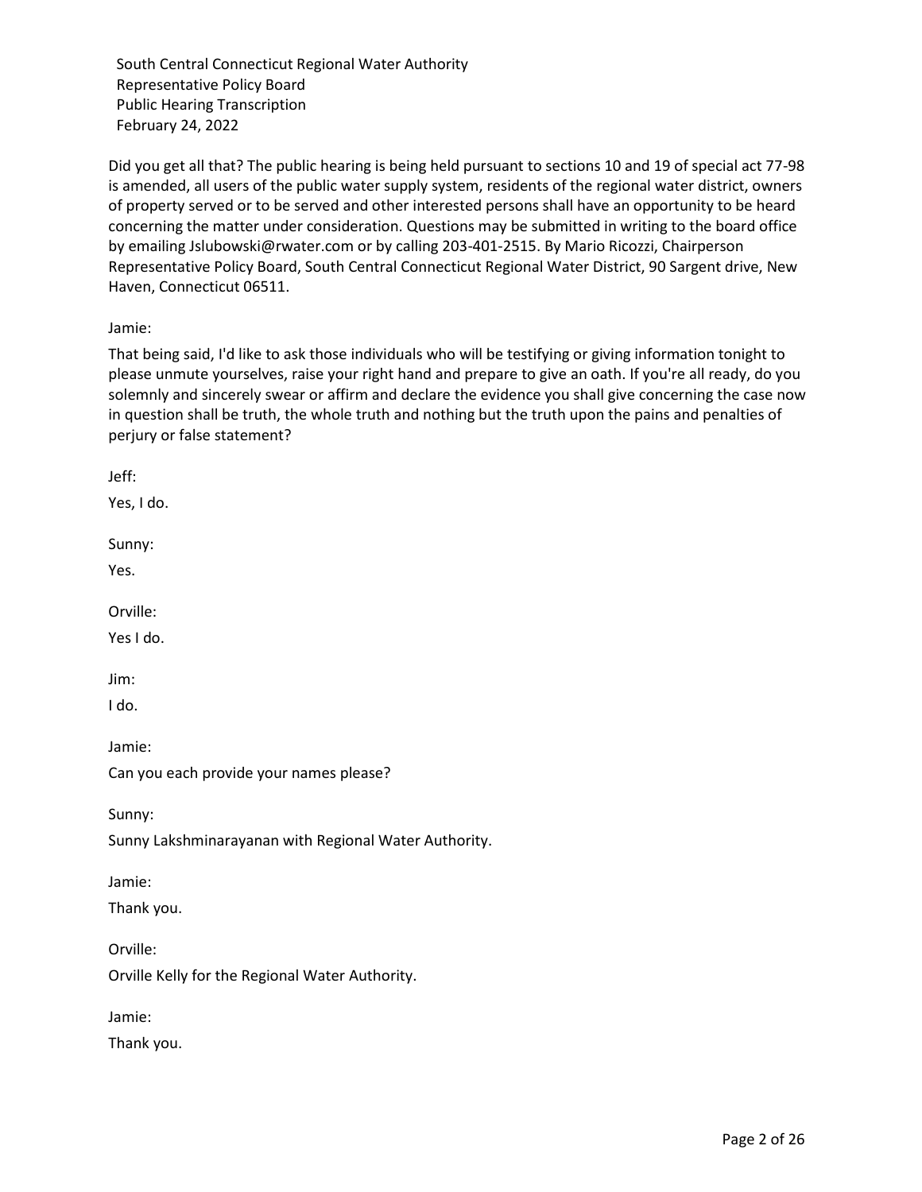Did you get all that? The public hearing is being held pursuant to sections 10 and 19 of special act 77-98 is amended, all users of the public water supply system, residents of the regional water district, owners of property served or to be served and other interested persons shall have an opportunity to be heard concerning the matter under consideration. Questions may be submitted in writing to the board office by emailing Jslubowski@rwater.com or by calling 203-401-2515. By Mario Ricozzi, Chairperson Representative Policy Board, South Central Connecticut Regional Water District, 90 Sargent drive, New Haven, Connecticut 06511.

Jamie:

That being said, I'd like to ask those individuals who will be testifying or giving information tonight to please unmute yourselves, raise your right hand and prepare to give an oath. If you're all ready, do you solemnly and sincerely swear or affirm and declare the evidence you shall give concerning the case now in question shall be truth, the whole truth and nothing but the truth upon the pains and penalties of perjury or false statement?

Jeff:

Yes, I do.

Sunny:

Yes.

Orville:

Yes I do.

Jim:

I do.

Jamie:

Can you each provide your names please?

Sunny:

Sunny Lakshminarayanan with Regional Water Authority.

Jamie:

Thank you.

Orville:

Orville Kelly for the Regional Water Authority.

Jamie:

Thank you.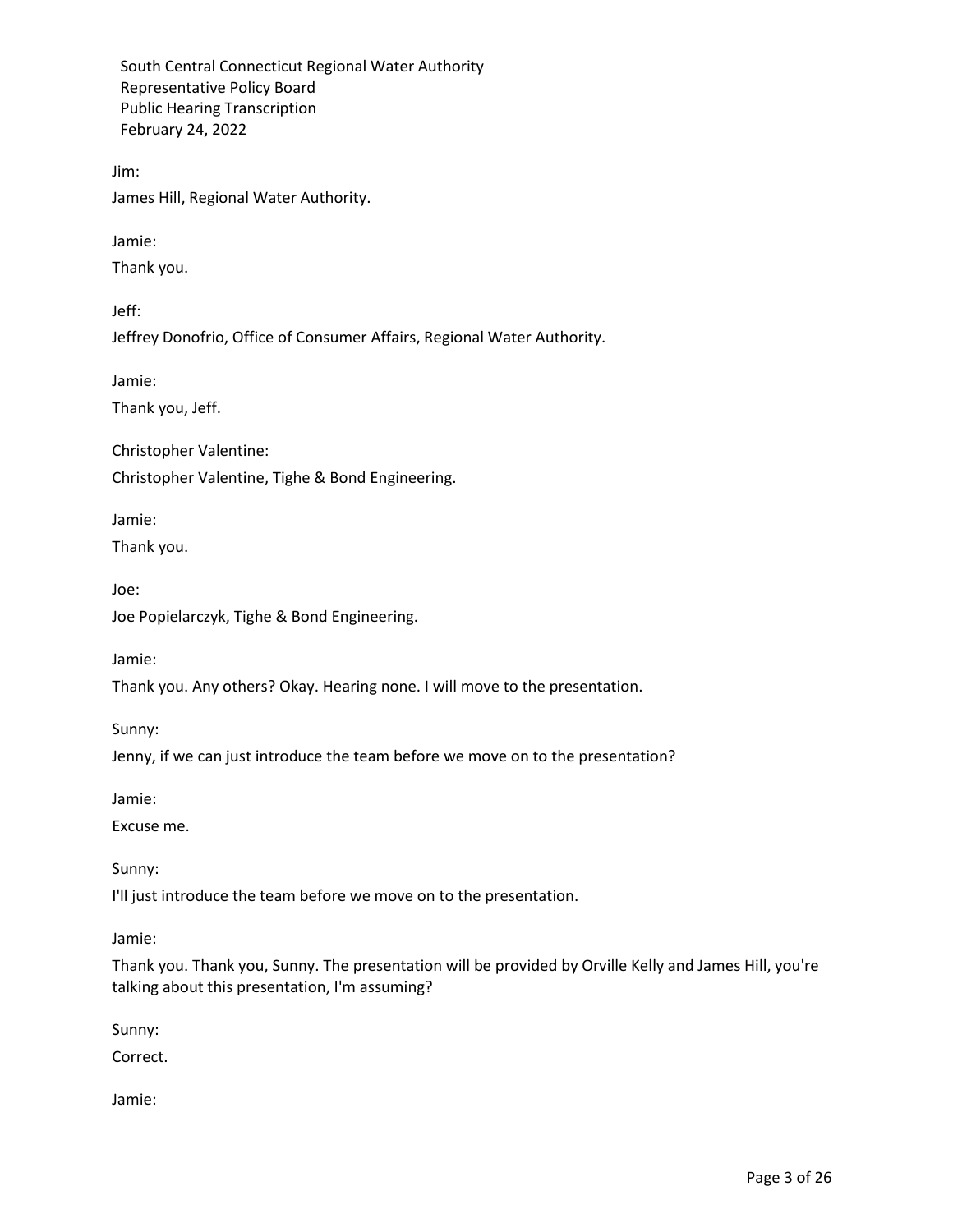Jim:

James Hill, Regional Water Authority.

Jamie:

Thank you.

Jeff:

Jeffrey Donofrio, Office of Consumer Affairs, Regional Water Authority.

Jamie:

Thank you, Jeff.

Christopher Valentine:

Christopher Valentine, Tighe & Bond Engineering.

Jamie:

Thank you.

Joe:

Joe Popielarczyk, Tighe & Bond Engineering.

Jamie:

Thank you. Any others? Okay. Hearing none. I will move to the presentation.

Sunny:

Jenny, if we can just introduce the team before we move on to the presentation?

Jamie:

Excuse me.

Sunny:

I'll just introduce the team before we move on to the presentation.

Jamie:

Thank you. Thank you, Sunny. The presentation will be provided by Orville Kelly and James Hill, you're talking about this presentation, I'm assuming?

Sunny:

Correct.

Jamie: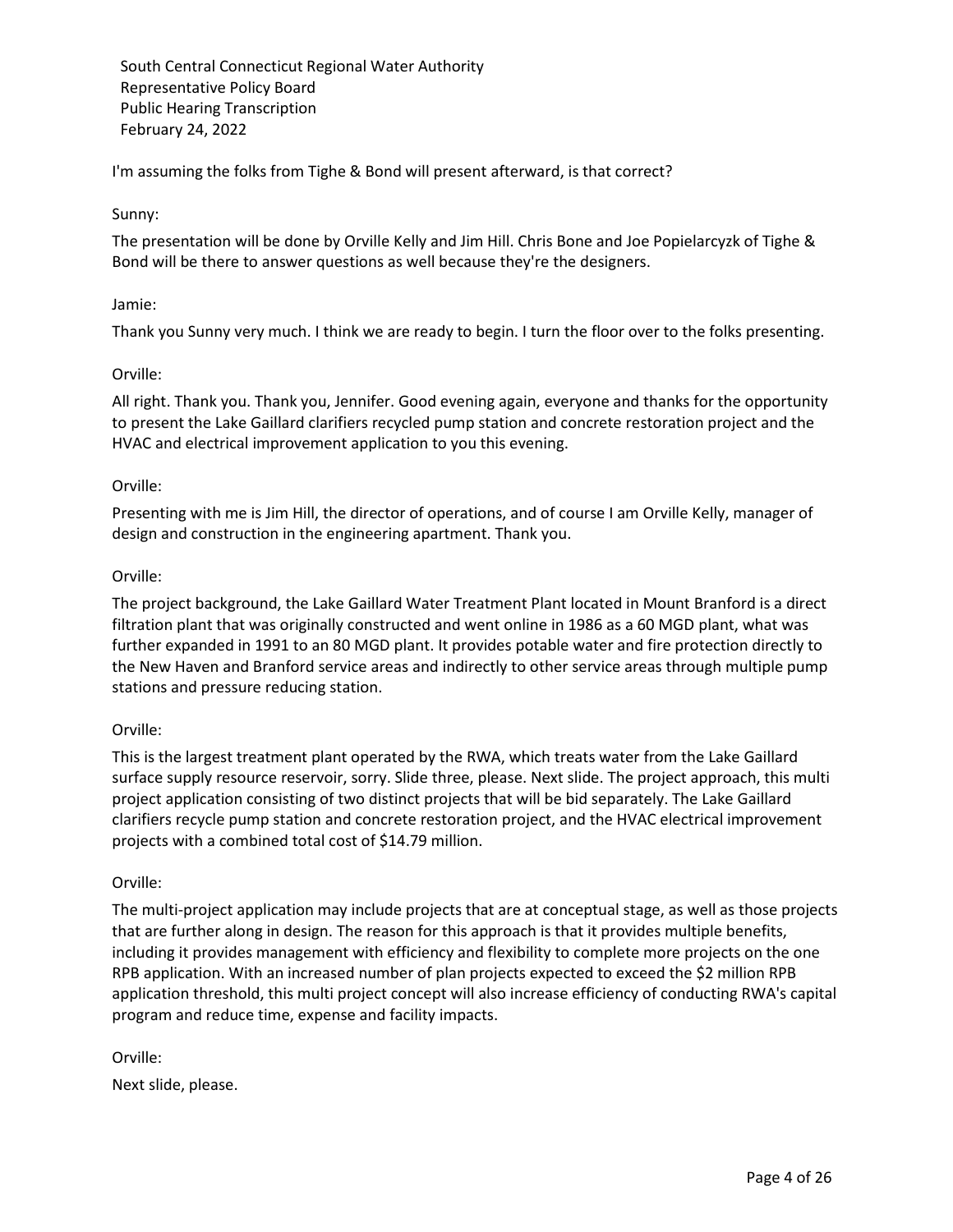I'm assuming the folks from Tighe & Bond will present afterward, is that correct?

Sunny:

The presentation will be done by Orville Kelly and Jim Hill. Chris Bone and Joe Popielarcyzk of Tighe & Bond will be there to answer questions as well because they're the designers.

Jamie:

Thank you Sunny very much. I think we are ready to begin. I turn the floor over to the folks presenting.

Orville:

All right. Thank you. Thank you, Jennifer. Good evening again, everyone and thanks for the opportunity to present the Lake Gaillard clarifiers recycled pump station and concrete restoration project and the HVAC and electrical improvement application to you this evening.

Orville:

Presenting with me is Jim Hill, the director of operations, and of course I am Orville Kelly, manager of design and construction in the engineering apartment. Thank you.

Orville:

The project background, the Lake Gaillard Water Treatment Plant located in Mount Branford is a direct filtration plant that was originally constructed and went online in 1986 as a 60 MGD plant, what was further expanded in 1991 to an 80 MGD plant. It provides potable water and fire protection directly to the New Haven and Branford service areas and indirectly to other service areas through multiple pump stations and pressure reducing station.

Orville:

This is the largest treatment plant operated by the RWA, which treats water from the Lake Gaillard surface supply resource reservoir, sorry. Slide three, please. Next slide. The project approach, this multi project application consisting of two distinct projects that will be bid separately. The Lake Gaillard clarifiers recycle pump station and concrete restoration project, and the HVAC electrical improvement projects with a combined total cost of $14.79 million.

Orville:

The multi-project application may include projects that are at conceptual stage, as well as those projects that are further along in design. The reason for this approach is that it provides multiple benefits, including it provides management with efficiency and flexibility to complete more projects on the one RPB application. With an increased number of plan projects expected to exceed the $2 million RPB application threshold, this multi project concept will also increase efficiency of conducting RWA's capital program and reduce time, expense and facility impacts.

Orville:

Next slide, please.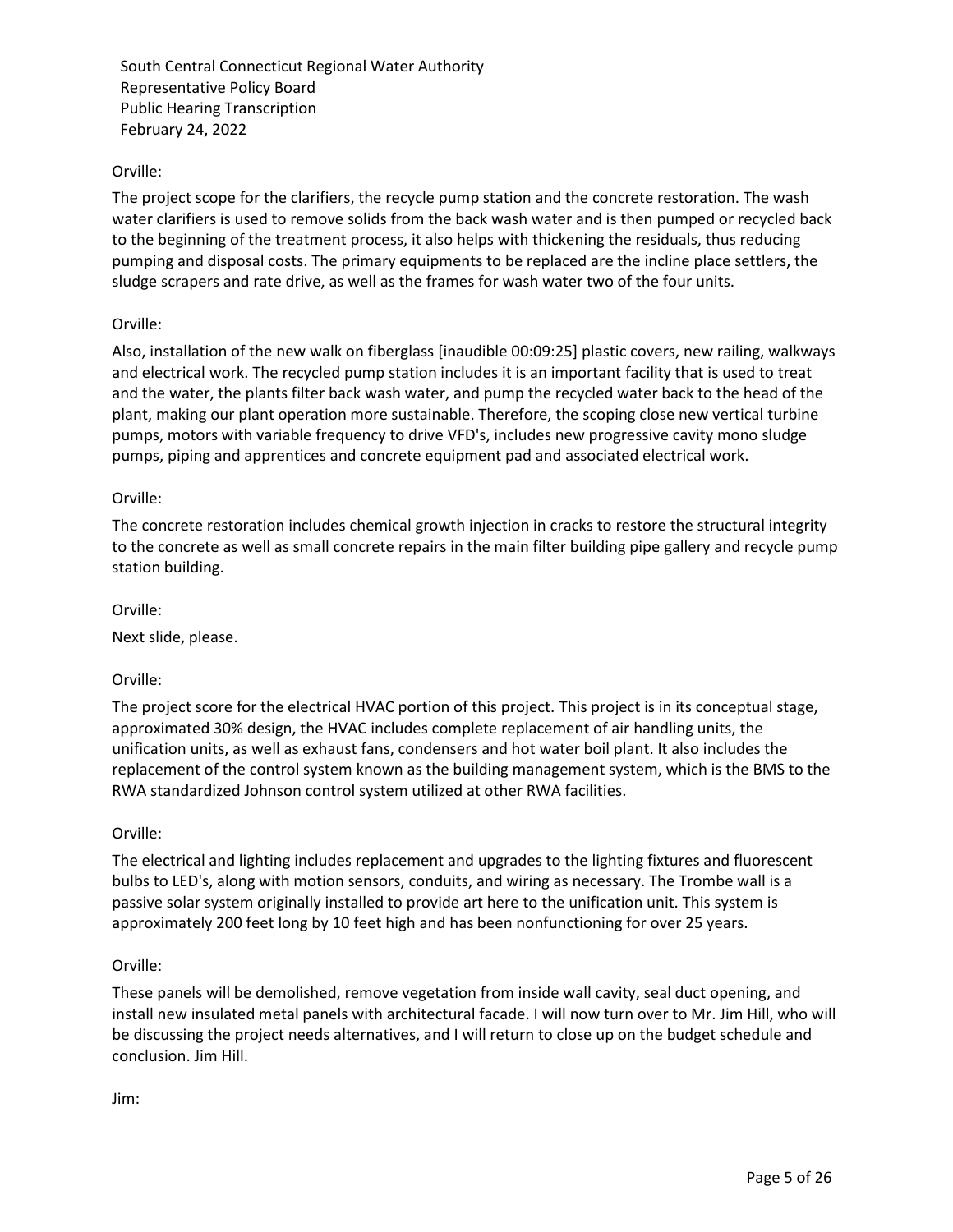Orville:

The project scope for the clarifiers, the recycle pump station and the concrete restoration. The wash water clarifiers is used to remove solids from the back wash water and is then pumped or recycled back to the beginning of the treatment process, it also helps with thickening the residuals, thus reducing pumping and disposal costs. The primary equipments to be replaced are the incline place settlers, the sludge scrapers and rate drive, as well as the frames for wash water two of the four units.

Orville:

Also, installation of the new walk on fiberglass [inaudible 00:09:25] plastic covers, new railing, walkways and electrical work. The recycled pump station includes it is an important facility that is used to treat and the water, the plants filter back wash water, and pump the recycled water back to the head of the plant, making our plant operation more sustainable. Therefore, the scoping close new vertical turbine pumps, motors with variable frequency to drive VFD's, includes new progressive cavity mono sludge pumps, piping and apprentices and concrete equipment pad and associated electrical work.

Orville:

The concrete restoration includes chemical growth injection in cracks to restore the structural integrity to the concrete as well as small concrete repairs in the main filter building pipe gallery and recycle pump station building.

Orville:

Next slide, please.

Orville:

The project score for the electrical HVAC portion of this project. This project is in its conceptual stage, approximated 30% design, the HVAC includes complete replacement of air handling units, the unification units, as well as exhaust fans, condensers and hot water boil plant. It also includes the replacement of the control system known as the building management system, which is the BMS to the RWA standardized Johnson control system utilized at other RWA facilities.

Orville:

The electrical and lighting includes replacement and upgrades to the lighting fixtures and fluorescent bulbs to LED's, along with motion sensors, conduits, and wiring as necessary. The Trombe wall is a passive solar system originally installed to provide art here to the unification unit. This system is approximately 200 feet long by 10 feet high and has been nonfunctioning for over 25 years.

Orville:

These panels will be demolished, remove vegetation from inside wall cavity, seal duct opening, and install new insulated metal panels with architectural facade. I will now turn over to Mr. Jim Hill, who will be discussing the project needs alternatives, and I will return to close up on the budget schedule and conclusion. Jim Hill.

Jim: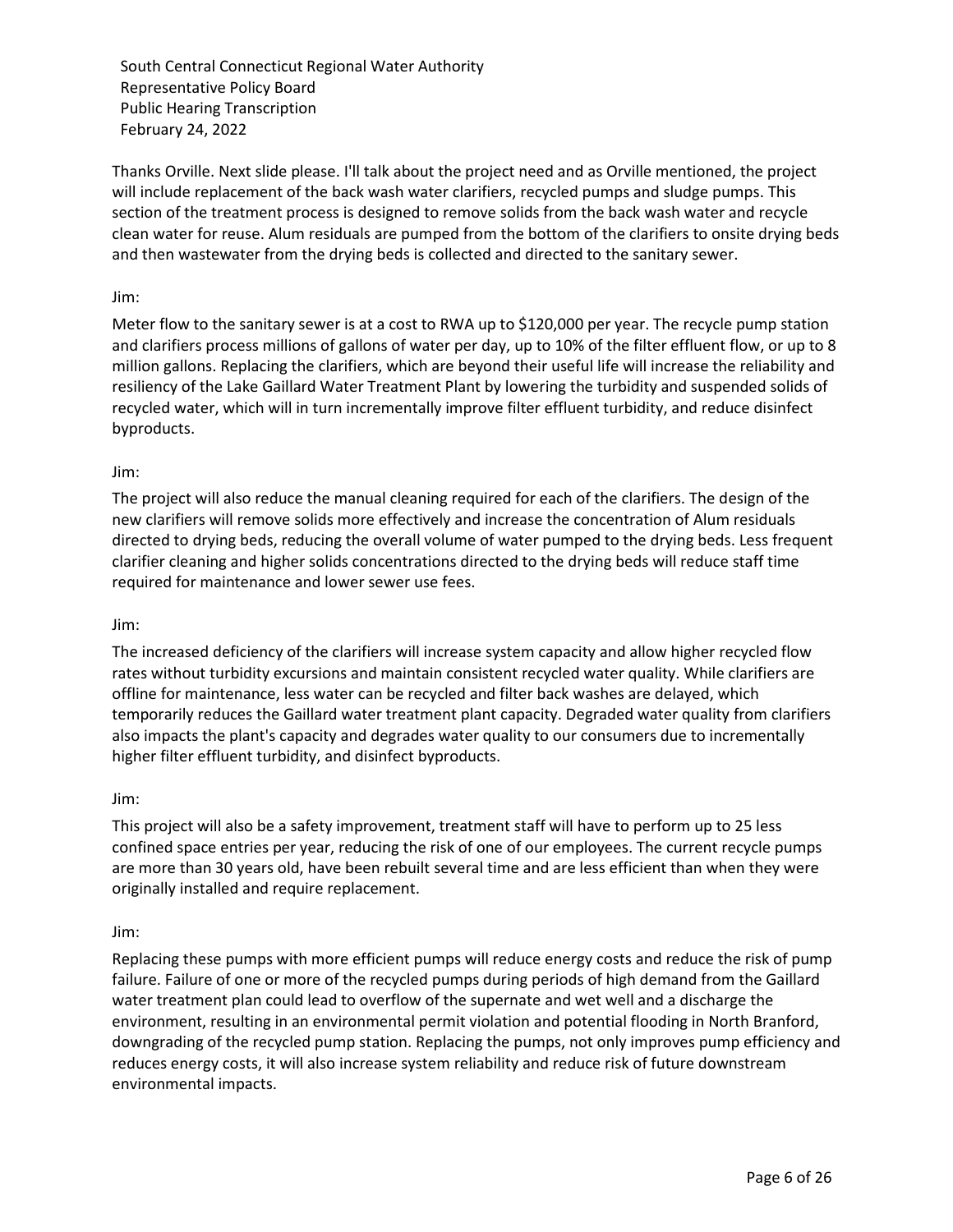Thanks Orville. Next slide please. I'll talk about the project need and as Orville mentioned, the project will include replacement of the back wash water clarifiers, recycled pumps and sludge pumps. This section of the treatment process is designed to remove solids from the back wash water and recycle clean water for reuse. Alum residuals are pumped from the bottom of the clarifiers to onsite drying beds and then wastewater from the drying beds is collected and directed to the sanitary sewer.

Jim:

Meter flow to the sanitary sewer is at a cost to RWA up to $120,000 per year. The recycle pump station and clarifiers process millions of gallons of water per day, up to 10% of the filter effluent flow, or up to 8 million gallons. Replacing the clarifiers, which are beyond their useful life will increase the reliability and resiliency of the Lake Gaillard Water Treatment Plant by lowering the turbidity and suspended solids of recycled water, which will in turn incrementally improve filter effluent turbidity, and reduce disinfect byproducts.

Jim:

The project will also reduce the manual cleaning required for each of the clarifiers. The design of the new clarifiers will remove solids more effectively and increase the concentration of Alum residuals directed to drying beds, reducing the overall volume of water pumped to the drying beds. Less frequent clarifier cleaning and higher solids concentrations directed to the drying beds will reduce staff time required for maintenance and lower sewer use fees.

Jim:

The increased deficiency of the clarifiers will increase system capacity and allow higher recycled flow rates without turbidity excursions and maintain consistent recycled water quality. While clarifiers are offline for maintenance, less water can be recycled and filter back washes are delayed, which temporarily reduces the Gaillard water treatment plant capacity. Degraded water quality from clarifiers also impacts the plant's capacity and degrades water quality to our consumers due to incrementally higher filter effluent turbidity, and disinfect byproducts.

Jim:

This project will also be a safety improvement, treatment staff will have to perform up to 25 less confined space entries per year, reducing the risk of one of our employees. The current recycle pumps are more than 30 years old, have been rebuilt several time and are less efficient than when they were originally installed and require replacement.

Jim:

Replacing these pumps with more efficient pumps will reduce energy costs and reduce the risk of pump failure. Failure of one or more of the recycled pumps during periods of high demand from the Gaillard water treatment plan could lead to overflow of the supernate and wet well and a discharge the environment, resulting in an environmental permit violation and potential flooding in North Branford, downgrading of the recycled pump station. Replacing the pumps, not only improves pump efficiency and reduces energy costs, it will also increase system reliability and reduce risk of future downstream environmental impacts.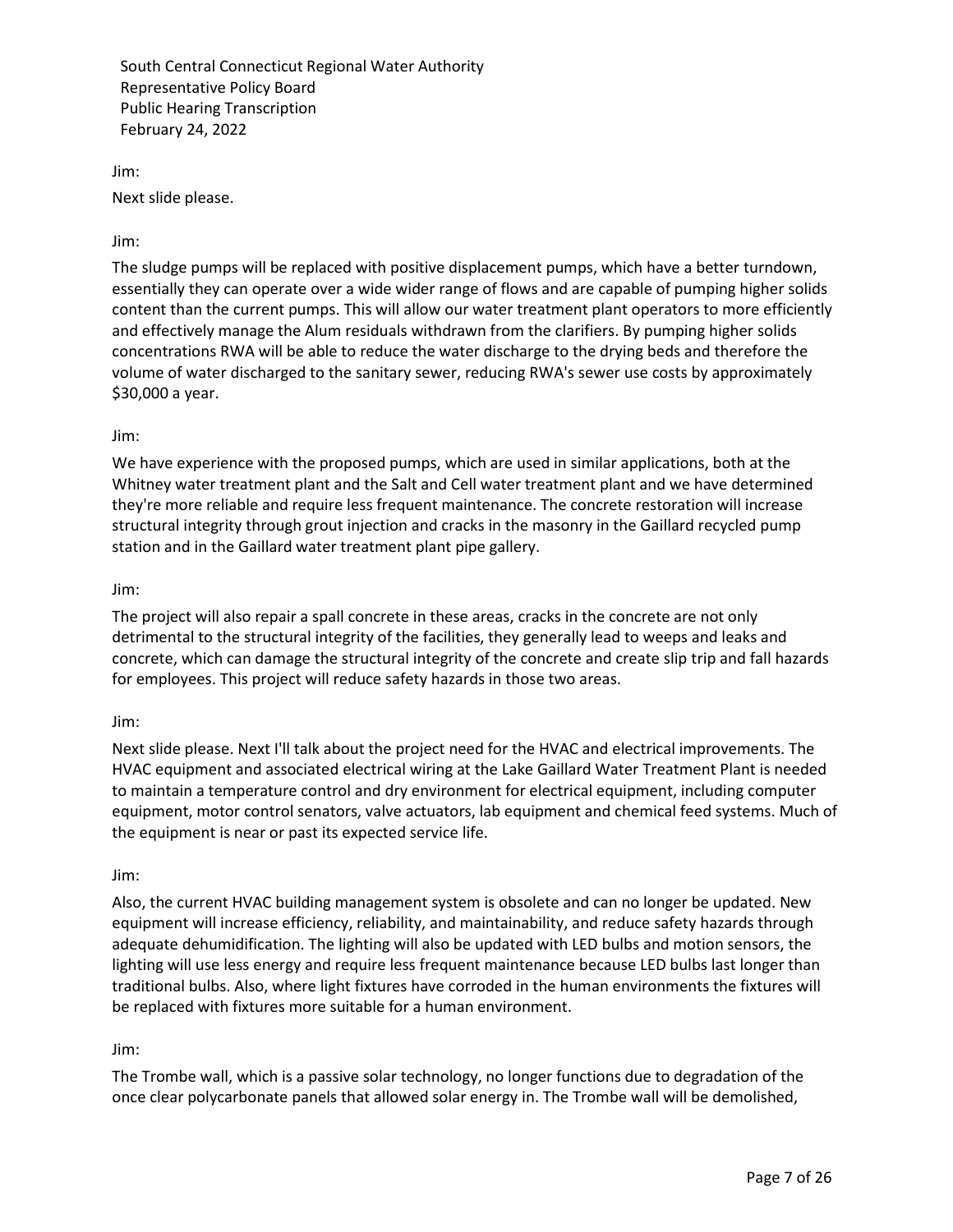Jim:

Next slide please.

Jim:

The sludge pumps will be replaced with positive displacement pumps, which have a better turndown, essentially they can operate over a wide wider range of flows and are capable of pumping higher solids content than the current pumps. This will allow our water treatment plant operators to more efficiently and effectively manage the Alum residuals withdrawn from the clarifiers. By pumping higher solids concentrations RWA will be able to reduce the water discharge to the drying beds and therefore the volume of water discharged to the sanitary sewer, reducing RWA's sewer use costs by approximately $30,000 a year.

Jim:

We have experience with the proposed pumps, which are used in similar applications, both at the Whitney water treatment plant and the Salt and Cell water treatment plant and we have determined they're more reliable and require less frequent maintenance. The concrete restoration will increase structural integrity through grout injection and cracks in the masonry in the Gaillard recycled pump station and in the Gaillard water treatment plant pipe gallery.

Jim:

The project will also repair a spall concrete in these areas, cracks in the concrete are not only detrimental to the structural integrity of the facilities, they generally lead to weeps and leaks and concrete, which can damage the structural integrity of the concrete and create slip trip and fall hazards for employees. This project will reduce safety hazards in those two areas.

Jim:

Next slide please. Next I'll talk about the project need for the HVAC and electrical improvements. The HVAC equipment and associated electrical wiring at the Lake Gaillard Water Treatment Plant is needed to maintain a temperature control and dry environment for electrical equipment, including computer equipment, motor control senators, valve actuators, lab equipment and chemical feed systems. Much of the equipment is near or past its expected service life.

Jim:

Also, the current HVAC building management system is obsolete and can no longer be updated. New equipment will increase efficiency, reliability, and maintainability, and reduce safety hazards through adequate dehumidification. The lighting will also be updated with LED bulbs and motion sensors, the lighting will use less energy and require less frequent maintenance because LED bulbs last longer than traditional bulbs. Also, where light fixtures have corroded in the human environments the fixtures will be replaced with fixtures more suitable for a human environment.

Jim:

The Trombe wall, which is a passive solar technology, no longer functions due to degradation of the once clear polycarbonate panels that allowed solar energy in. The Trombe wall will be demolished,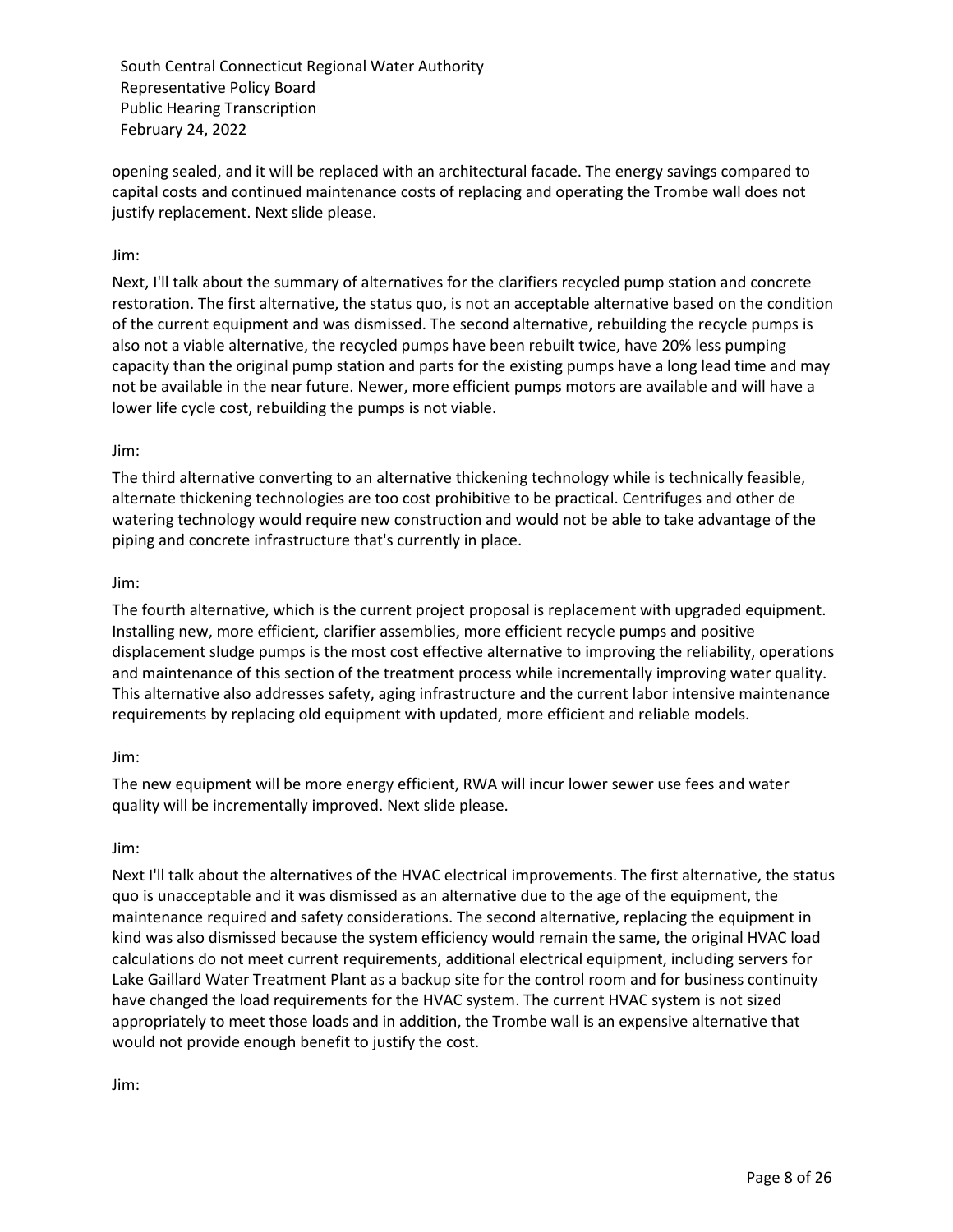opening sealed, and it will be replaced with an architectural facade. The energy savings compared to capital costs and continued maintenance costs of replacing and operating the Trombe wall does not justify replacement. Next slide please.

Jim:

Next, I'll talk about the summary of alternatives for the clarifiers recycled pump station and concrete restoration. The first alternative, the status quo, is not an acceptable alternative based on the condition of the current equipment and was dismissed. The second alternative, rebuilding the recycle pumps is also not a viable alternative, the recycled pumps have been rebuilt twice, have 20% less pumping capacity than the original pump station and parts for the existing pumps have a long lead time and may not be available in the near future. Newer, more efficient pumps motors are available and will have a lower life cycle cost, rebuilding the pumps is not viable.

Jim:

The third alternative converting to an alternative thickening technology while is technically feasible, alternate thickening technologies are too cost prohibitive to be practical. Centrifuges and other de watering technology would require new construction and would not be able to take advantage of the piping and concrete infrastructure that's currently in place.

Jim:

The fourth alternative, which is the current project proposal is replacement with upgraded equipment. Installing new, more efficient, clarifier assemblies, more efficient recycle pumps and positive displacement sludge pumps is the most cost effective alternative to improving the reliability, operations and maintenance of this section of the treatment process while incrementally improving water quality. This alternative also addresses safety, aging infrastructure and the current labor intensive maintenance requirements by replacing old equipment with updated, more efficient and reliable models.

Jim:

The new equipment will be more energy efficient, RWA will incur lower sewer use fees and water quality will be incrementally improved. Next slide please.

Jim:

Next I'll talk about the alternatives of the HVAC electrical improvements. The first alternative, the status quo is unacceptable and it was dismissed as an alternative due to the age of the equipment, the maintenance required and safety considerations. The second alternative, replacing the equipment in kind was also dismissed because the system efficiency would remain the same, the original HVAC load calculations do not meet current requirements, additional electrical equipment, including servers for Lake Gaillard Water Treatment Plant as a backup site for the control room and for business continuity have changed the load requirements for the HVAC system. The current HVAC system is not sized appropriately to meet those loads and in addition, the Trombe wall is an expensive alternative that would not provide enough benefit to justify the cost.

Jim: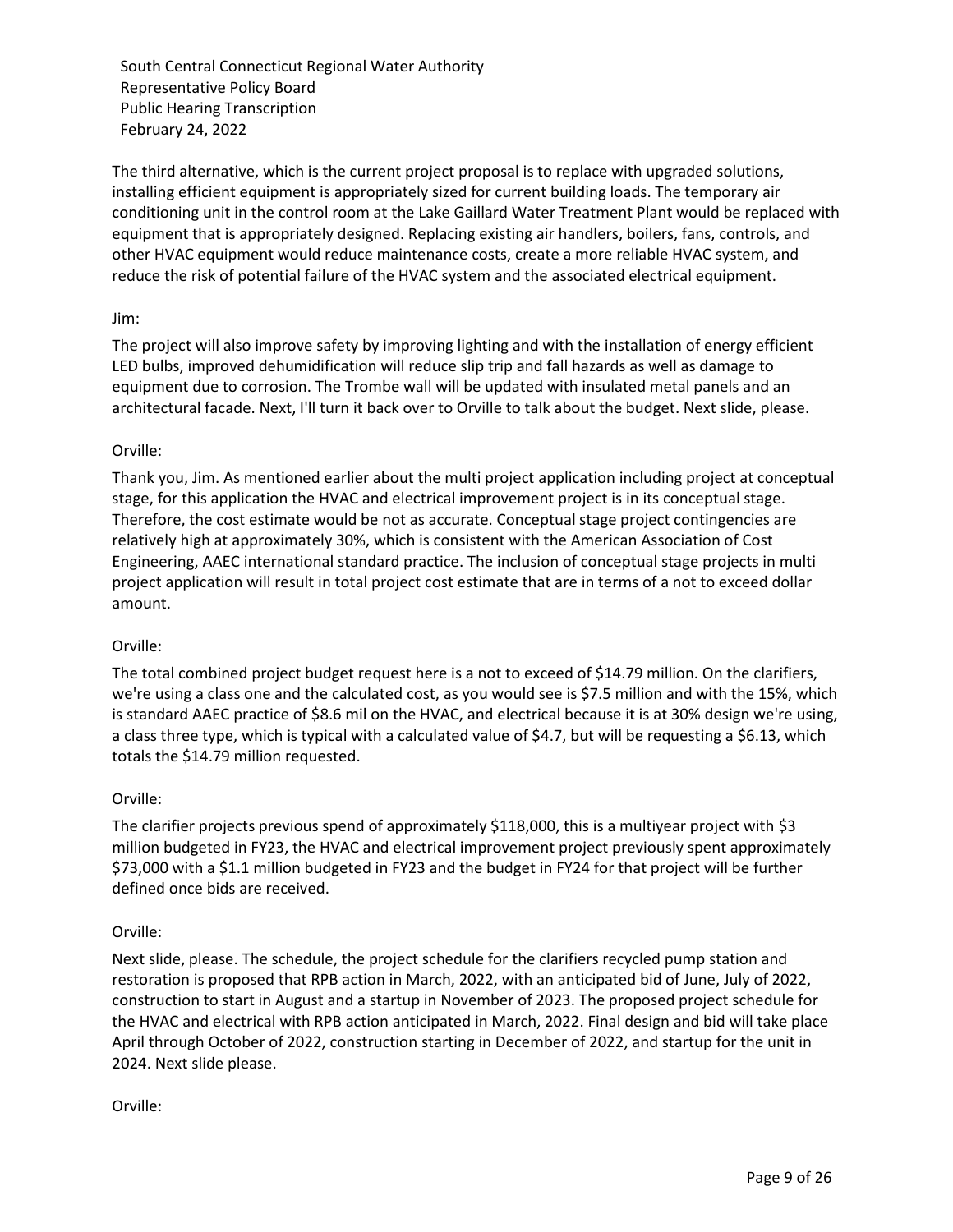The third alternative, which is the current project proposal is to replace with upgraded solutions, installing efficient equipment is appropriately sized for current building loads. The temporary air conditioning unit in the control room at the Lake Gaillard Water Treatment Plant would be replaced with equipment that is appropriately designed. Replacing existing air handlers, boilers, fans, controls, and other HVAC equipment would reduce maintenance costs, create a more reliable HVAC system, and reduce the risk of potential failure of the HVAC system and the associated electrical equipment.

Jim:

The project will also improve safety by improving lighting and with the installation of energy efficient LED bulbs, improved dehumidification will reduce slip trip and fall hazards as well as damage to equipment due to corrosion. The Trombe wall will be updated with insulated metal panels and an architectural facade. Next, I'll turn it back over to Orville to talk about the budget. Next slide, please.

Orville:

Thank you, Jim. As mentioned earlier about the multi project application including project at conceptual stage, for this application the HVAC and electrical improvement project is in its conceptual stage. Therefore, the cost estimate would be not as accurate. Conceptual stage project contingencies are relatively high at approximately 30%, which is consistent with the American Association of Cost Engineering, AAEC international standard practice. The inclusion of conceptual stage projects in multi project application will result in total project cost estimate that are in terms of a not to exceed dollar amount.

Orville:

The total combined project budget request here is a not to exceed of \$14.79 million. On the clarifiers, we're using a class one and the calculated cost, as you would see is \$7.5 million and with the 15%, which is standard AAEC practice of \$8.6 mil on the HVAC, and electrical because it is at 30% design we're using, a class three type, which is typical with a calculated value of \$4.7, but will be requesting a \$6.13, which totals the \$14.79 million requested.

Orville:

The clarifier projects previous spend of approximately \$118,000, this is a multiyear project with \$3 million budgeted in FY23, the HVAC and electrical improvement project previously spent approximately \$73,000 with a \$1.1 million budgeted in FY23 and the budget in FY24 for that project will be further defined once bids are received.

Orville:

Next slide, please. The schedule, the project schedule for the clarifiers recycled pump station and restoration is proposed that RPB action in March, 2022, with an anticipated bid of June, July of 2022, construction to start in August and a startup in November of 2023. The proposed project schedule for the HVAC and electrical with RPB action anticipated in March, 2022. Final design and bid will take place April through October of 2022, construction starting in December of 2022, and startup for the unit in 2024. Next slide please.

Orville: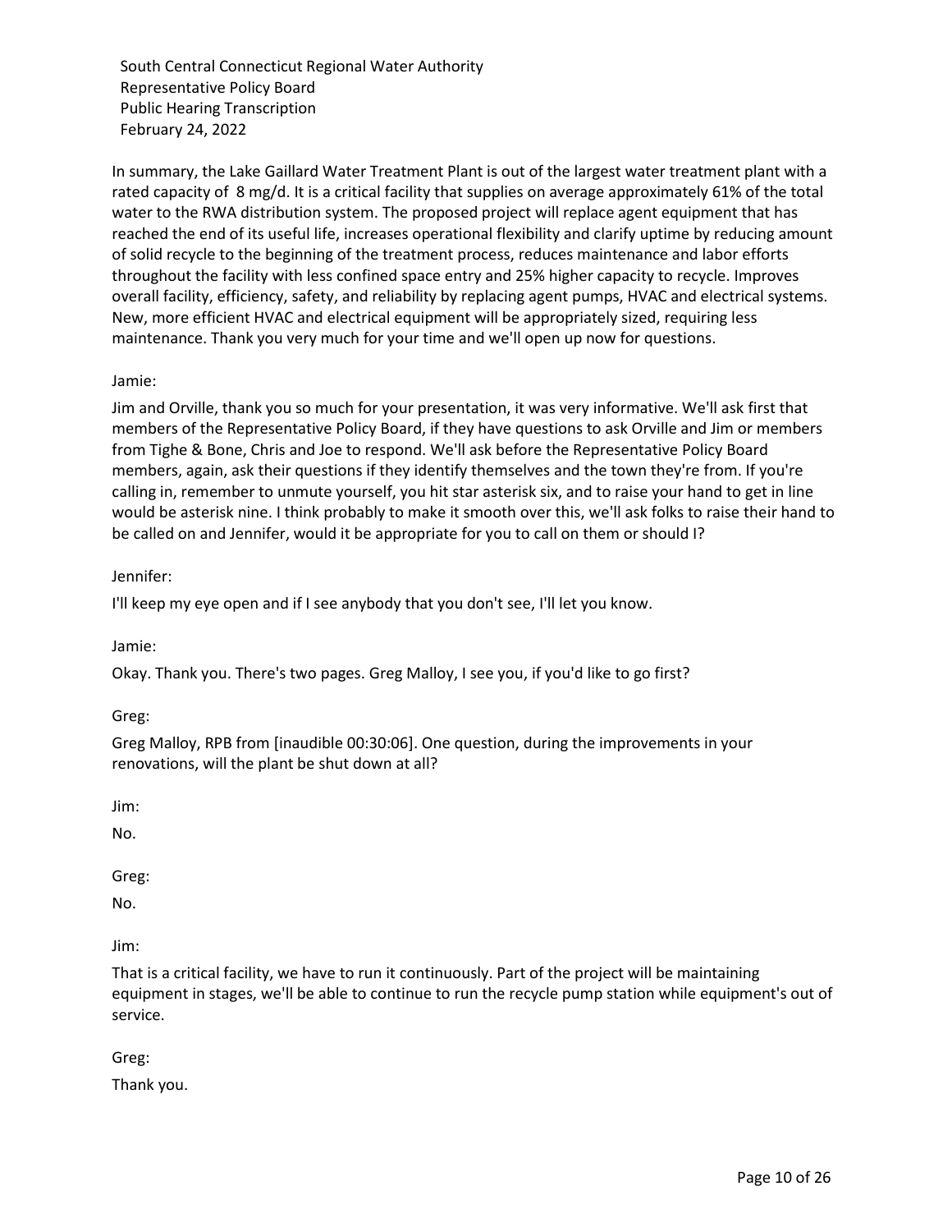In summary, the Lake Gaillard Water Treatment Plant is out of the largest water treatment plant with a rated capacity of 8 mg/d. It is a critical facility that supplies on average approximately 61% of the total water to the RWA distribution system. The proposed project will replace agent equipment that has reached the end of its useful life, increases operational flexibility and clarify uptime by reducing amount of solid recycle to the beginning of the treatment process, reduces maintenance and labor efforts throughout the facility with less confined space entry and 25% higher capacity to recycle. Improves overall facility, efficiency, safety, and reliability by replacing agent pumps, HVAC and electrical systems. New, more efficient HVAC and electrical equipment will be appropriately sized, requiring less maintenance. Thank you very much for your time and we'll open up now for questions.

Jamie:

Jim and Orville, thank you so much for your presentation, it was very informative. We'll ask first that members of the Representative Policy Board, if they have questions to ask Orville and Jim or members from Tighe & Bone, Chris and Joe to respond. We'll ask before the Representative Policy Board members, again, ask their questions if they identify themselves and the town they're from. If you're calling in, remember to unmute yourself, you hit star asterisk six, and to raise your hand to get in line would be asterisk nine. I think probably to make it smooth over this, we'll ask folks to raise their hand to be called on and Jennifer, would it be appropriate for you to call on them or should I?

Jennifer:

I'll keep my eye open and if I see anybody that you don't see, I'll let you know.

Jamie:

Okay. Thank you. There's two pages. Greg Malloy, I see you, if you'd like to go first?

Greg:

Greg Malloy, RPB from [inaudible 00:30:06]. One question, during the improvements in your renovations, will the plant be shut down at all?

Jim:

No.

Greg:

No.

Jim:

That is a critical facility, we have to run it continuously. Part of the project will be maintaining equipment in stages, we'll be able to continue to run the recycle pump station while equipment's out of service.

Greg:

Thank you.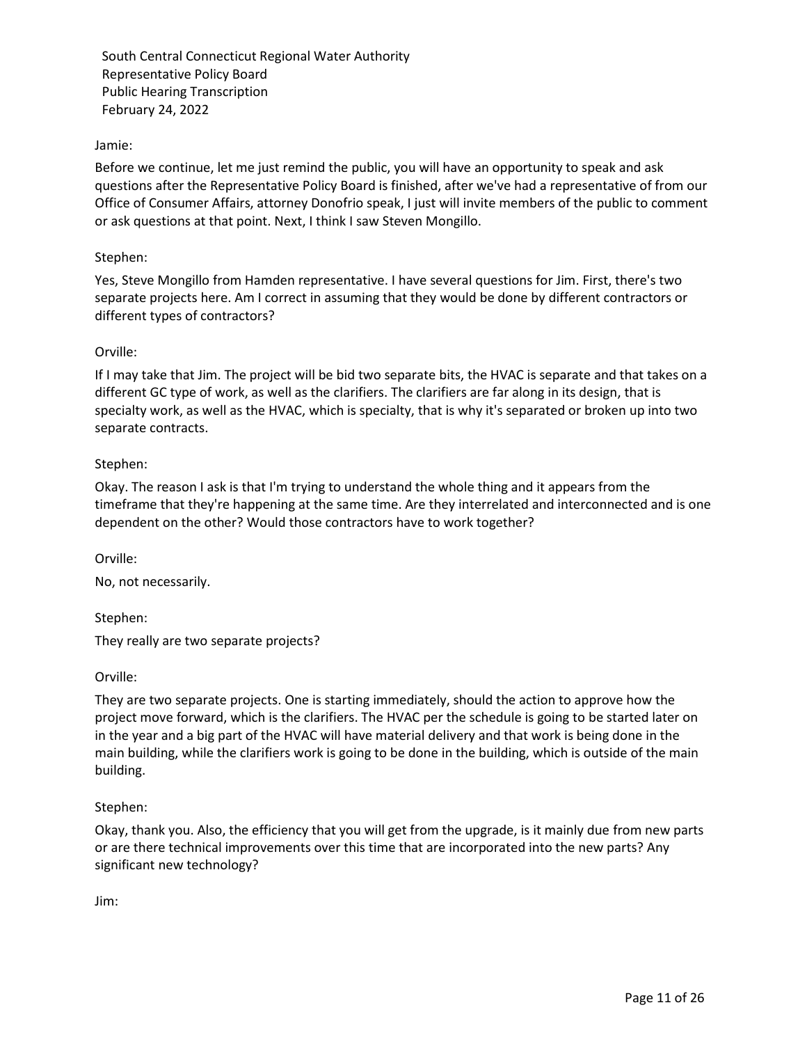Jamie:

Before we continue, let me just remind the public, you will have an opportunity to speak and ask questions after the Representative Policy Board is finished, after we've had a representative of from our Office of Consumer Affairs, attorney Donofrio speak, I just will invite members of the public to comment or ask questions at that point. Next, I think I saw Steven Mongillo.

Stephen:

Yes, Steve Mongillo from Hamden representative. I have several questions for Jim. First, there's two separate projects here. Am I correct in assuming that they would be done by different contractors or different types of contractors?

Orville:

If I may take that Jim. The project will be bid two separate bits, the HVAC is separate and that takes on a different GC type of work, as well as the clarifiers. The clarifiers are far along in its design, that is specialty work, as well as the HVAC, which is specialty, that is why it's separated or broken up into two separate contracts.

Stephen:

Okay. The reason I ask is that I'm trying to understand the whole thing and it appears from the timeframe that they're happening at the same time. Are they interrelated and interconnected and is one dependent on the other? Would those contractors have to work together?

Orville:

No, not necessarily.

Stephen:

They really are two separate projects?

Orville:

They are two separate projects. One is starting immediately, should the action to approve how the project move forward, which is the clarifiers. The HVAC per the schedule is going to be started later on in the year and a big part of the HVAC will have material delivery and that work is being done in the main building, while the clarifiers work is going to be done in the building, which is outside of the main building.

Stephen:

Okay, thank you. Also, the efficiency that you will get from the upgrade, is it mainly due from new parts or are there technical improvements over this time that are incorporated into the new parts? Any significant new technology?

Jim: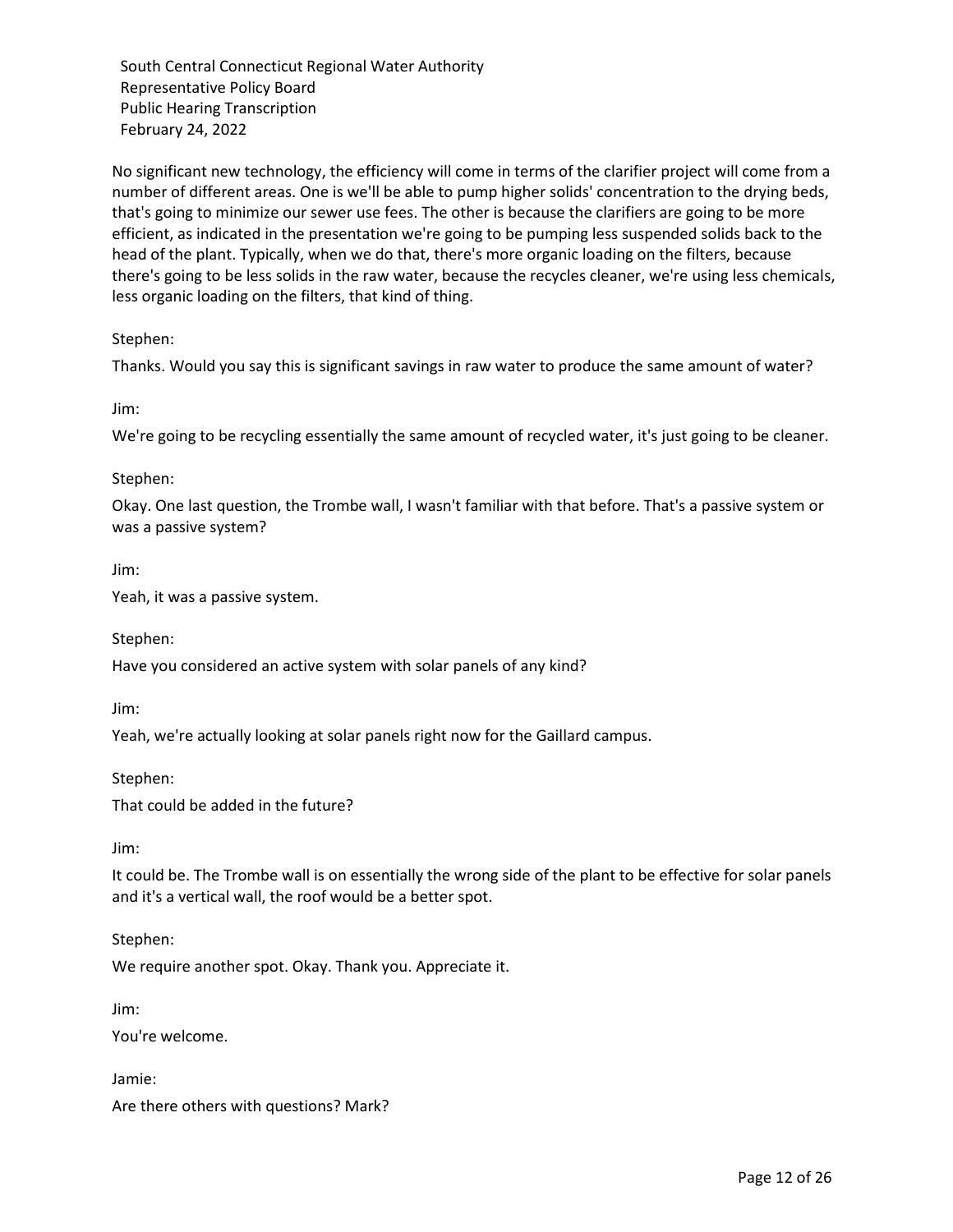No significant new technology, the efficiency will come in terms of the clarifier project will come from a number of different areas. One is we'll be able to pump higher solids' concentration to the drying beds, that's going to minimize our sewer use fees. The other is because the clarifiers are going to be more efficient, as indicated in the presentation we're going to be pumping less suspended solids back to the head of the plant. Typically, when we do that, there's more organic loading on the filters, because there's going to be less solids in the raw water, because the recycles cleaner, we're using less chemicals, less organic loading on the filters, that kind of thing.

Stephen:

Thanks. Would you say this is significant savings in raw water to produce the same amount of water?

Jim:

We're going to be recycling essentially the same amount of recycled water, it's just going to be cleaner.

Stephen:

Okay. One last question, the Trombe wall, I wasn't familiar with that before. That's a passive system or was a passive system?

Jim:

Yeah, it was a passive system.

Stephen:

Have you considered an active system with solar panels of any kind?

Jim:

Yeah, we're actually looking at solar panels right now for the Gaillard campus.

Stephen:

That could be added in the future?

Jim:

It could be. The Trombe wall is on essentially the wrong side of the plant to be effective for solar panels and it's a vertical wall, the roof would be a better spot.

Stephen:

We require another spot. Okay. Thank you. Appreciate it.

Jim:

You're welcome.

Jamie:

Are there others with questions? Mark?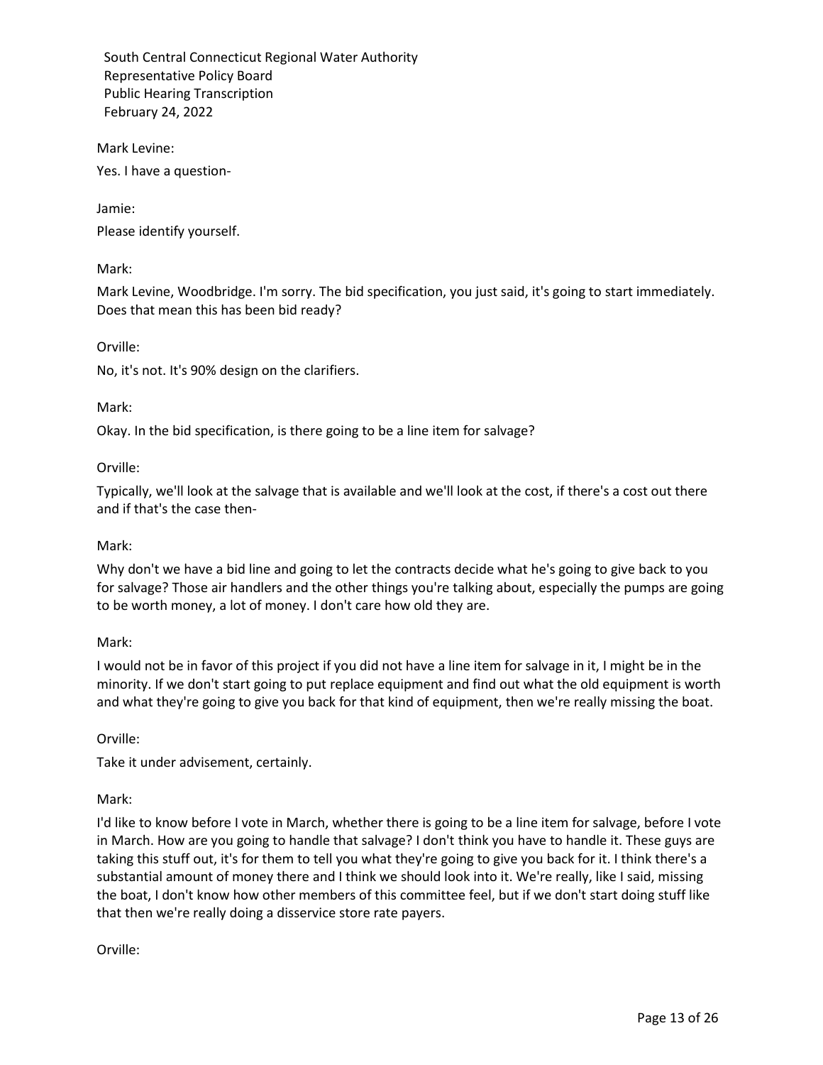Mark Levine:

Yes. I have a question-

Jamie:

Please identify yourself.

Mark:

Mark Levine, Woodbridge. I'm sorry. The bid specification, you just said, it's going to start immediately. Does that mean this has been bid ready?

Orville:

No, it's not. It's 90% design on the clarifiers.

Mark:

Okay. In the bid specification, is there going to be a line item for salvage?

Orville:

Typically, we'll look at the salvage that is available and we'll look at the cost, if there's a cost out there and if that's the case then-

Mark:

Why don't we have a bid line and going to let the contracts decide what he's going to give back to you for salvage? Those air handlers and the other things you're talking about, especially the pumps are going to be worth money, a lot of money. I don't care how old they are.

Mark:

I would not be in favor of this project if you did not have a line item for salvage in it, I might be in the minority. If we don't start going to put replace equipment and find out what the old equipment is worth and what they're going to give you back for that kind of equipment, then we're really missing the boat.

Orville:

Take it under advisement, certainly.

Mark:

I'd like to know before I vote in March, whether there is going to be a line item for salvage, before I vote in March. How are you going to handle that salvage? I don't think you have to handle it. These guys are taking this stuff out, it's for them to tell you what they're going to give you back for it. I think there's a substantial amount of money there and I think we should look into it. We're really, like I said, missing the boat, I don't know how other members of this committee feel, but if we don't start doing stuff like that then we're really doing a disservice store rate payers.

Orville: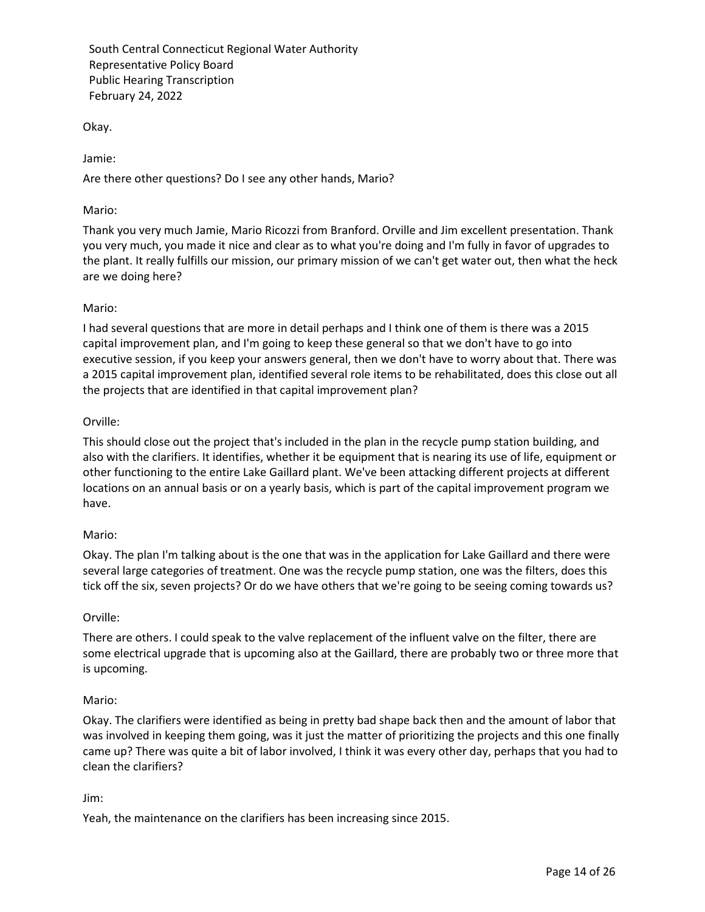Okay.

Jamie:

Are there other questions? Do I see any other hands, Mario?

Mario:

Thank you very much Jamie, Mario Ricozzi from Branford. Orville and Jim excellent presentation. Thank you very much, you made it nice and clear as to what you're doing and I'm fully in favor of upgrades to the plant. It really fulfills our mission, our primary mission of we can't get water out, then what the heck are we doing here?

Mario:

I had several questions that are more in detail perhaps and I think one of them is there was a 2015 capital improvement plan, and I'm going to keep these general so that we don't have to go into executive session, if you keep your answers general, then we don't have to worry about that. There was a 2015 capital improvement plan, identified several role items to be rehabilitated, does this close out all the projects that are identified in that capital improvement plan?

Orville:

This should close out the project that's included in the plan in the recycle pump station building, and also with the clarifiers. It identifies, whether it be equipment that is nearing its use of life, equipment or other functioning to the entire Lake Gaillard plant. We've been attacking different projects at different locations on an annual basis or on a yearly basis, which is part of the capital improvement program we have.

Mario:

Okay. The plan I'm talking about is the one that was in the application for Lake Gaillard and there were several large categories of treatment. One was the recycle pump station, one was the filters, does this tick off the six, seven projects? Or do we have others that we're going to be seeing coming towards us?

Orville:

There are others. I could speak to the valve replacement of the influent valve on the filter, there are some electrical upgrade that is upcoming also at the Gaillard, there are probably two or three more that is upcoming.

Mario:

Okay. The clarifiers were identified as being in pretty bad shape back then and the amount of labor that was involved in keeping them going, was it just the matter of prioritizing the projects and this one finally came up? There was quite a bit of labor involved, I think it was every other day, perhaps that you had to clean the clarifiers?

Jim:

Yeah, the maintenance on the clarifiers has been increasing since 2015.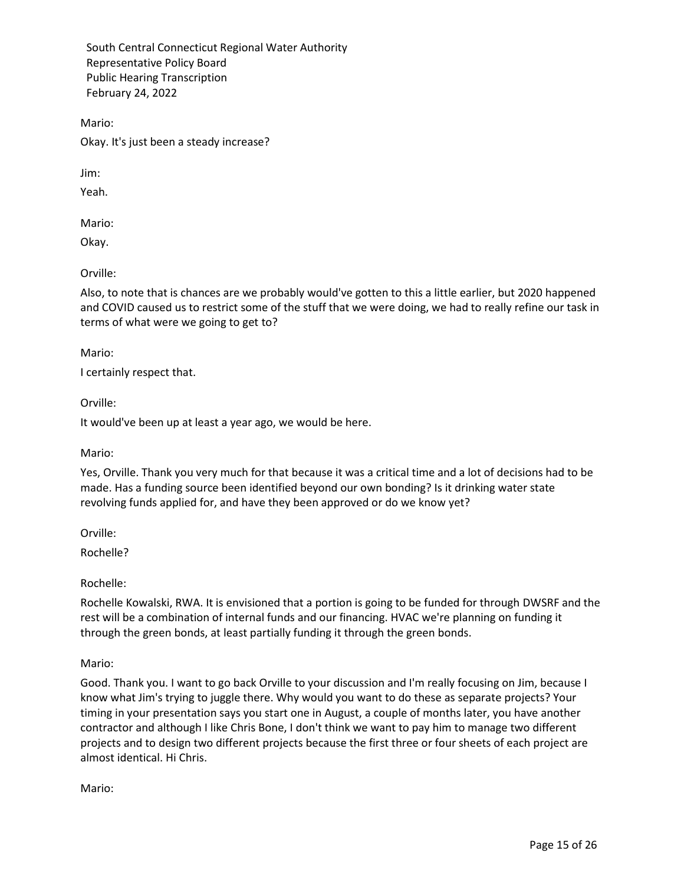Mario:

Okay. It's just been a steady increase?

Jim:

Yeah.

Mario:

Okay.

Orville:

Also, to note that is chances are we probably would've gotten to this a little earlier, but 2020 happened and COVID caused us to restrict some of the stuff that we were doing, we had to really refine our task in terms of what were we going to get to?

Mario:

I certainly respect that.

Orville:

It would've been up at least a year ago, we would be here.

Mario:

Yes, Orville. Thank you very much for that because it was a critical time and a lot of decisions had to be made. Has a funding source been identified beyond our own bonding? Is it drinking water state revolving funds applied for, and have they been approved or do we know yet?

Orville:

Rochelle?

Rochelle:

Rochelle Kowalski, RWA. It is envisioned that a portion is going to be funded for through DWSRF and the rest will be a combination of internal funds and our financing. HVAC we're planning on funding it through the green bonds, at least partially funding it through the green bonds.

Mario:

Good. Thank you. I want to go back Orville to your discussion and I'm really focusing on Jim, because I know what Jim's trying to juggle there. Why would you want to do these as separate projects? Your timing in your presentation says you start one in August, a couple of months later, you have another contractor and although I like Chris Bone, I don't think we want to pay him to manage two different projects and to design two different projects because the first three or four sheets of each project are almost identical. Hi Chris.

Mario: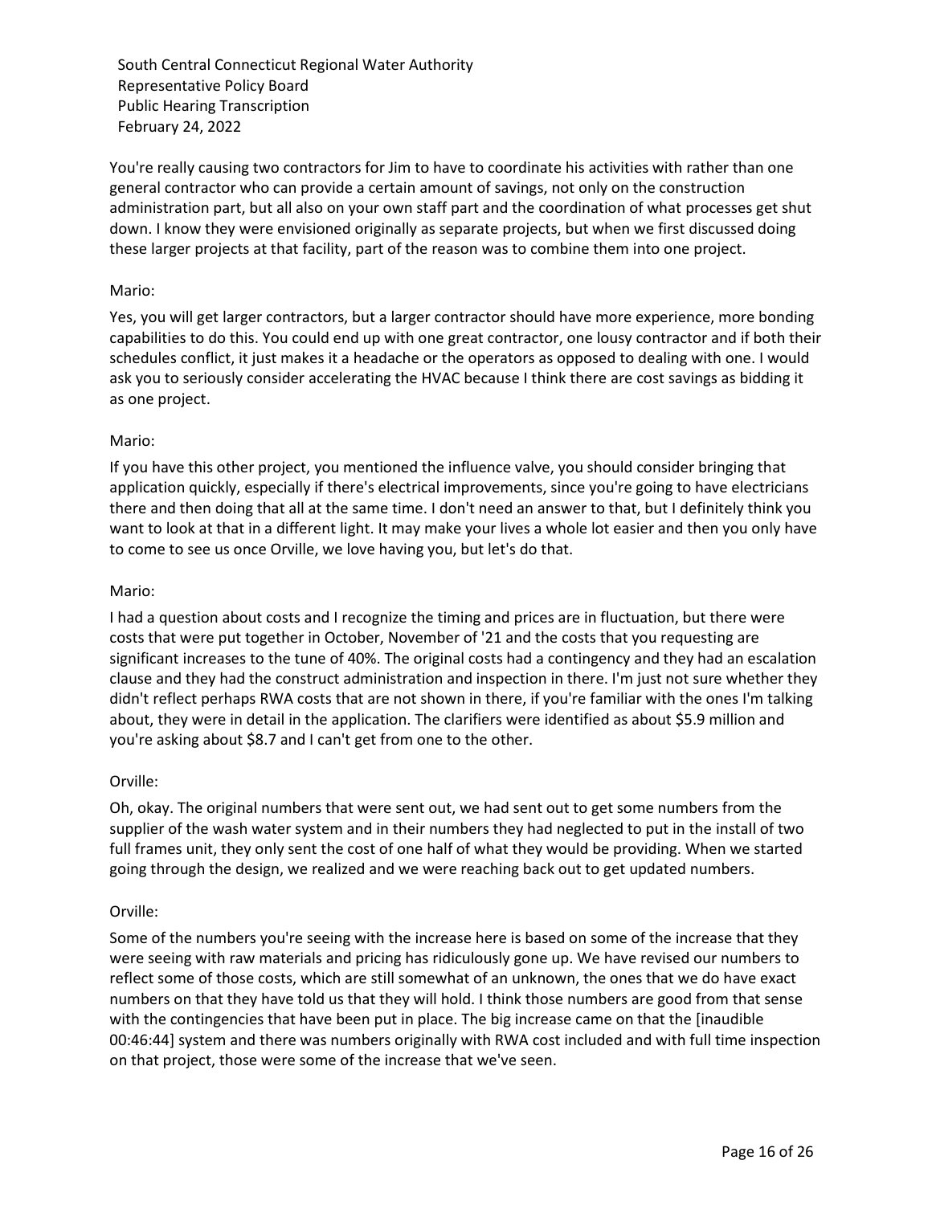You're really causing two contractors for Jim to have to coordinate his activities with rather than one general contractor who can provide a certain amount of savings, not only on the construction administration part, but all also on your own staff part and the coordination of what processes get shut down. I know they were envisioned originally as separate projects, but when we first discussed doing these larger projects at that facility, part of the reason was to combine them into one project.

Mario:

Yes, you will get larger contractors, but a larger contractor should have more experience, more bonding capabilities to do this. You could end up with one great contractor, one lousy contractor and if both their schedules conflict, it just makes it a headache or the operators as opposed to dealing with one. I would ask you to seriously consider accelerating the HVAC because I think there are cost savings as bidding it as one project.

Mario:

If you have this other project, you mentioned the influence valve, you should consider bringing that application quickly, especially if there's electrical improvements, since you're going to have electricians there and then doing that all at the same time. I don't need an answer to that, but I definitely think you want to look at that in a different light. It may make your lives a whole lot easier and then you only have to come to see us once Orville, we love having you, but let's do that.

Mario:

I had a question about costs and I recognize the timing and prices are in fluctuation, but there were costs that were put together in October, November of '21 and the costs that you requesting are significant increases to the tune of 40%. The original costs had a contingency and they had an escalation clause and they had the construct administration and inspection in there. I'm just not sure whether they didn't reflect perhaps RWA costs that are not shown in there, if you're familiar with the ones I'm talking about, they were in detail in the application. The clarifiers were identified as about $5.9 million and you're asking about $8.7 and I can't get from one to the other.

Orville:

Oh, okay. The original numbers that were sent out, we had sent out to get some numbers from the supplier of the wash water system and in their numbers they had neglected to put in the install of two full frames unit, they only sent the cost of one half of what they would be providing. When we started going through the design, we realized and we were reaching back out to get updated numbers.

Orville:

Some of the numbers you're seeing with the increase here is based on some of the increase that they were seeing with raw materials and pricing has ridiculously gone up. We have revised our numbers to reflect some of those costs, which are still somewhat of an unknown, the ones that we do have exact numbers on that they have told us that they will hold. I think those numbers are good from that sense with the contingencies that have been put in place. The big increase came on that the [inaudible 00:46:44] system and there was numbers originally with RWA cost included and with full time inspection on that project, those were some of the increase that we've seen.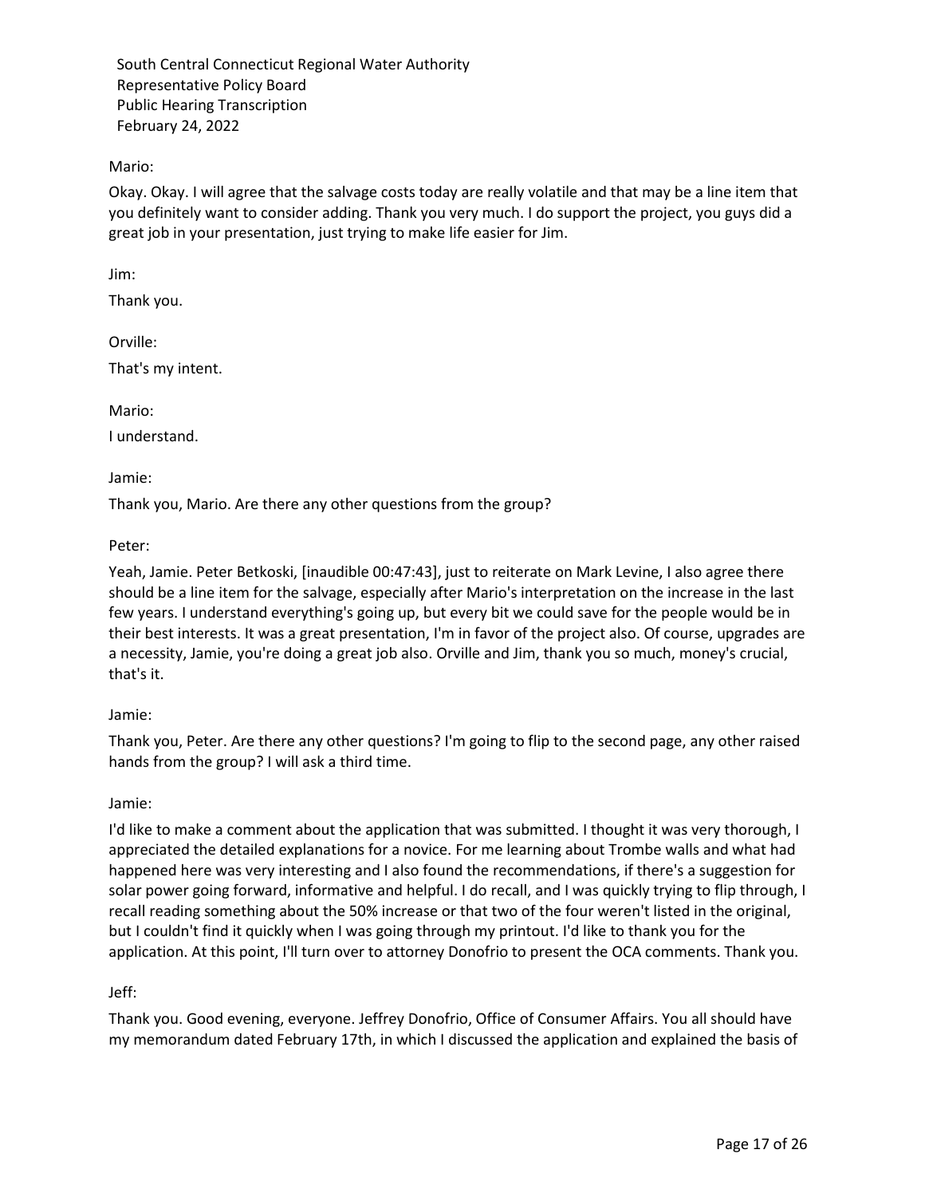Mario:

Okay. Okay. I will agree that the salvage costs today are really volatile and that may be a line item that you definitely want to consider adding. Thank you very much. I do support the project, you guys did a great job in your presentation, just trying to make life easier for Jim.

Jim:

Thank you.

Orville:

That's my intent.

Mario:

I understand.

Jamie:

Thank you, Mario. Are there any other questions from the group?

Peter:

Yeah, Jamie. Peter Betkoski, [inaudible 00:47:43], just to reiterate on Mark Levine, I also agree there should be a line item for the salvage, especially after Mario's interpretation on the increase in the last few years. I understand everything's going up, but every bit we could save for the people would be in their best interests. It was a great presentation, I'm in favor of the project also. Of course, upgrades are a necessity, Jamie, you're doing a great job also. Orville and Jim, thank you so much, money's crucial, that's it.

Jamie:

Thank you, Peter. Are there any other questions? I'm going to flip to the second page, any other raised hands from the group? I will ask a third time.

Jamie:

I'd like to make a comment about the application that was submitted. I thought it was very thorough, I appreciated the detailed explanations for a novice. For me learning about Trombe walls and what had happened here was very interesting and I also found the recommendations, if there's a suggestion for solar power going forward, informative and helpful. I do recall, and I was quickly trying to flip through, I recall reading something about the 50% increase or that two of the four weren't listed in the original, but I couldn't find it quickly when I was going through my printout. I'd like to thank you for the application. At this point, I'll turn over to attorney Donofrio to present the OCA comments. Thank you.

Jeff:

Thank you. Good evening, everyone. Jeffrey Donofrio, Office of Consumer Affairs. You all should have my memorandum dated February 17th, in which I discussed the application and explained the basis of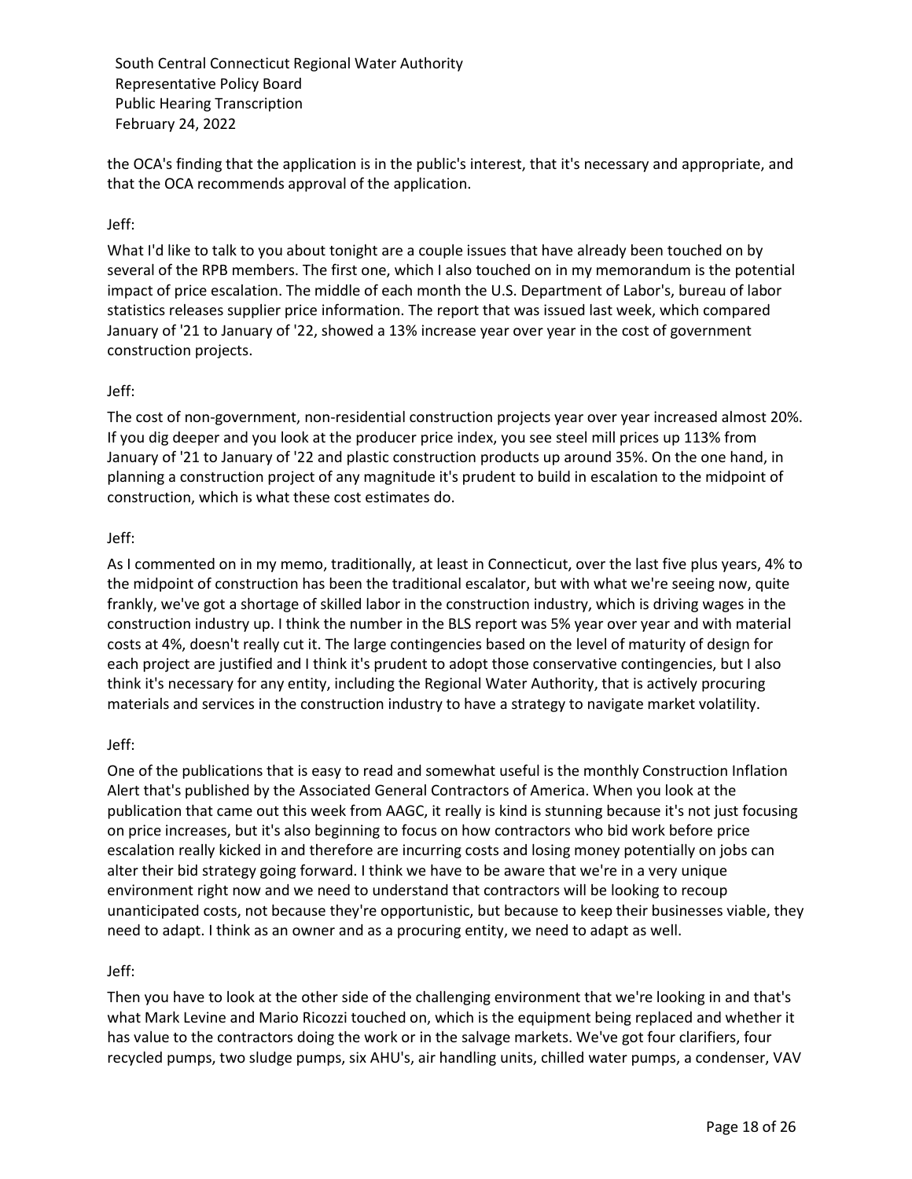the OCA's finding that the application is in the public's interest, that it's necessary and appropriate, and that the OCA recommends approval of the application.

Jeff:

What I'd like to talk to you about tonight are a couple issues that have already been touched on by several of the RPB members. The first one, which I also touched on in my memorandum is the potential impact of price escalation. The middle of each month the U.S. Department of Labor's, bureau of labor statistics releases supplier price information. The report that was issued last week, which compared January of '21 to January of '22, showed a 13% increase year over year in the cost of government construction projects.

Jeff:

The cost of non-government, non-residential construction projects year over year increased almost 20%. If you dig deeper and you look at the producer price index, you see steel mill prices up 113% from January of '21 to January of '22 and plastic construction products up around 35%. On the one hand, in planning a construction project of any magnitude it's prudent to build in escalation to the midpoint of construction, which is what these cost estimates do.

Jeff:

As I commented on in my memo, traditionally, at least in Connecticut, over the last five plus years, 4% to the midpoint of construction has been the traditional escalator, but with what we're seeing now, quite frankly, we've got a shortage of skilled labor in the construction industry, which is driving wages in the construction industry up. I think the number in the BLS report was 5% year over year and with material costs at 4%, doesn't really cut it. The large contingencies based on the level of maturity of design for each project are justified and I think it's prudent to adopt those conservative contingencies, but I also think it's necessary for any entity, including the Regional Water Authority, that is actively procuring materials and services in the construction industry to have a strategy to navigate market volatility.

Jeff:

One of the publications that is easy to read and somewhat useful is the monthly Construction Inflation Alert that's published by the Associated General Contractors of America. When you look at the publication that came out this week from AAGC, it really is kind is stunning because it's not just focusing on price increases, but it's also beginning to focus on how contractors who bid work before price escalation really kicked in and therefore are incurring costs and losing money potentially on jobs can alter their bid strategy going forward. I think we have to be aware that we're in a very unique environment right now and we need to understand that contractors will be looking to recoup unanticipated costs, not because they're opportunistic, but because to keep their businesses viable, they need to adapt. I think as an owner and as a procuring entity, we need to adapt as well.

Jeff:

Then you have to look at the other side of the challenging environment that we're looking in and that's what Mark Levine and Mario Ricozzi touched on, which is the equipment being replaced and whether it has value to the contractors doing the work or in the salvage markets. We've got four clarifiers, four recycled pumps, two sludge pumps, six AHU's, air handling units, chilled water pumps, a condenser, VAV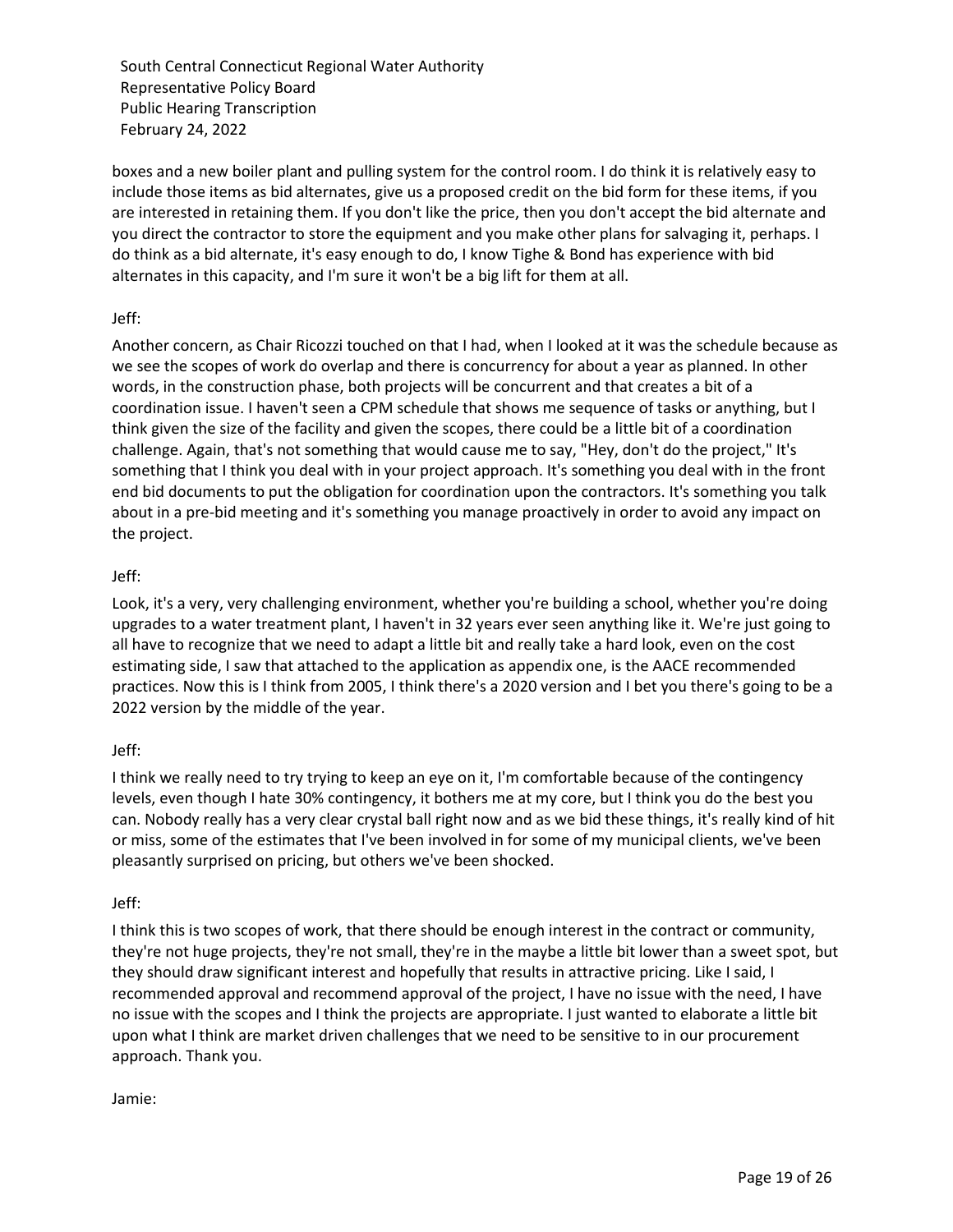boxes and a new boiler plant and pulling system for the control room. I do think it is relatively easy to include those items as bid alternates, give us a proposed credit on the bid form for these items, if you are interested in retaining them. If you don't like the price, then you don't accept the bid alternate and you direct the contractor to store the equipment and you make other plans for salvaging it, perhaps. I do think as a bid alternate, it's easy enough to do, I know Tighe & Bond has experience with bid alternates in this capacity, and I'm sure it won't be a big lift for them at all.

Jeff:

Another concern, as Chair Ricozzi touched on that I had, when I looked at it was the schedule because as we see the scopes of work do overlap and there is concurrency for about a year as planned. In other words, in the construction phase, both projects will be concurrent and that creates a bit of a coordination issue. I haven't seen a CPM schedule that shows me sequence of tasks or anything, but I think given the size of the facility and given the scopes, there could be a little bit of a coordination challenge. Again, that's not something that would cause me to say, "Hey, don't do the project," It's something that I think you deal with in your project approach. It's something you deal with in the front end bid documents to put the obligation for coordination upon the contractors. It's something you talk about in a pre-bid meeting and it's something you manage proactively in order to avoid any impact on the project.

Jeff:

Look, it's a very, very challenging environment, whether you're building a school, whether you're doing upgrades to a water treatment plant, I haven't in 32 years ever seen anything like it. We're just going to all have to recognize that we need to adapt a little bit and really take a hard look, even on the cost estimating side, I saw that attached to the application as appendix one, is the AACE recommended practices. Now this is I think from 2005, I think there's a 2020 version and I bet you there's going to be a 2022 version by the middle of the year.

Jeff:

I think we really need to try trying to keep an eye on it, I'm comfortable because of the contingency levels, even though I hate 30% contingency, it bothers me at my core, but I think you do the best you can. Nobody really has a very clear crystal ball right now and as we bid these things, it's really kind of hit or miss, some of the estimates that I've been involved in for some of my municipal clients, we've been pleasantly surprised on pricing, but others we've been shocked.

Jeff:

I think this is two scopes of work, that there should be enough interest in the contract or community, they're not huge projects, they're not small, they're in the maybe a little bit lower than a sweet spot, but they should draw significant interest and hopefully that results in attractive pricing. Like I said, I recommended approval and recommend approval of the project, I have no issue with the need, I have no issue with the scopes and I think the projects are appropriate. I just wanted to elaborate a little bit upon what I think are market driven challenges that we need to be sensitive to in our procurement approach. Thank you.

Jamie: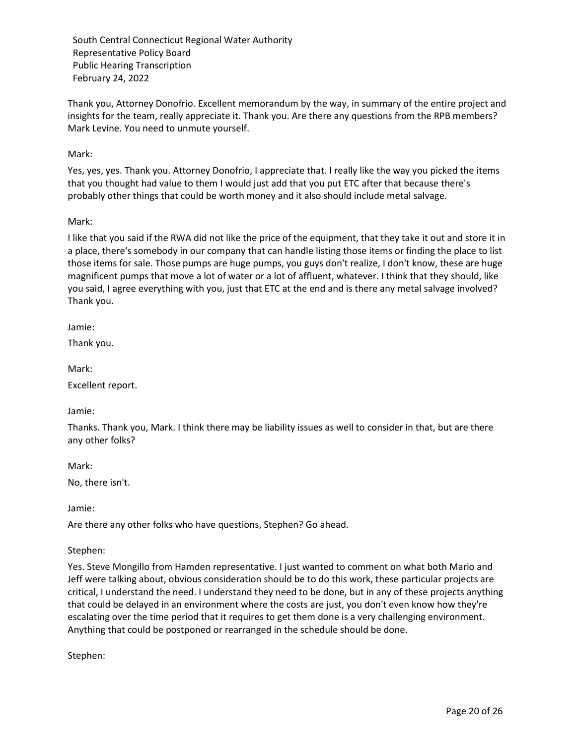Thank you, Attorney Donofrio. Excellent memorandum by the way, in summary of the entire project and insights for the team, really appreciate it. Thank you. Are there any questions from the RPB members? Mark Levine. You need to unmute yourself.

Mark:

Yes, yes, yes. Thank you. Attorney Donofrio, I appreciate that. I really like the way you picked the items that you thought had value to them I would just add that you put ETC after that because there's probably other things that could be worth money and it also should include metal salvage.

Mark:

I like that you said if the RWA did not like the price of the equipment, that they take it out and store it in a place, there's somebody in our company that can handle listing those items or finding the place to list those items for sale. Those pumps are huge pumps, you guys don't realize, I don't know, these are huge magnificent pumps that move a lot of water or a lot of affluent, whatever. I think that they should, like you said, I agree everything with you, just that ETC at the end and is there any metal salvage involved? Thank you.

Jamie:

Thank you.

Mark:

Excellent report.

Jamie:

Thanks. Thank you, Mark. I think there may be liability issues as well to consider in that, but are there any other folks?

Mark:

No, there isn't.

Jamie:

Are there any other folks who have questions, Stephen? Go ahead.

Stephen:

Yes. Steve Mongillo from Hamden representative. I just wanted to comment on what both Mario and Jeff were talking about, obvious consideration should be to do this work, these particular projects are critical, I understand the need. I understand they need to be done, but in any of these projects anything that could be delayed in an environment where the costs are just, you don't even know how they're escalating over the time period that it requires to get them done is a very challenging environment. Anything that could be postponed or rearranged in the schedule should be done.

Stephen: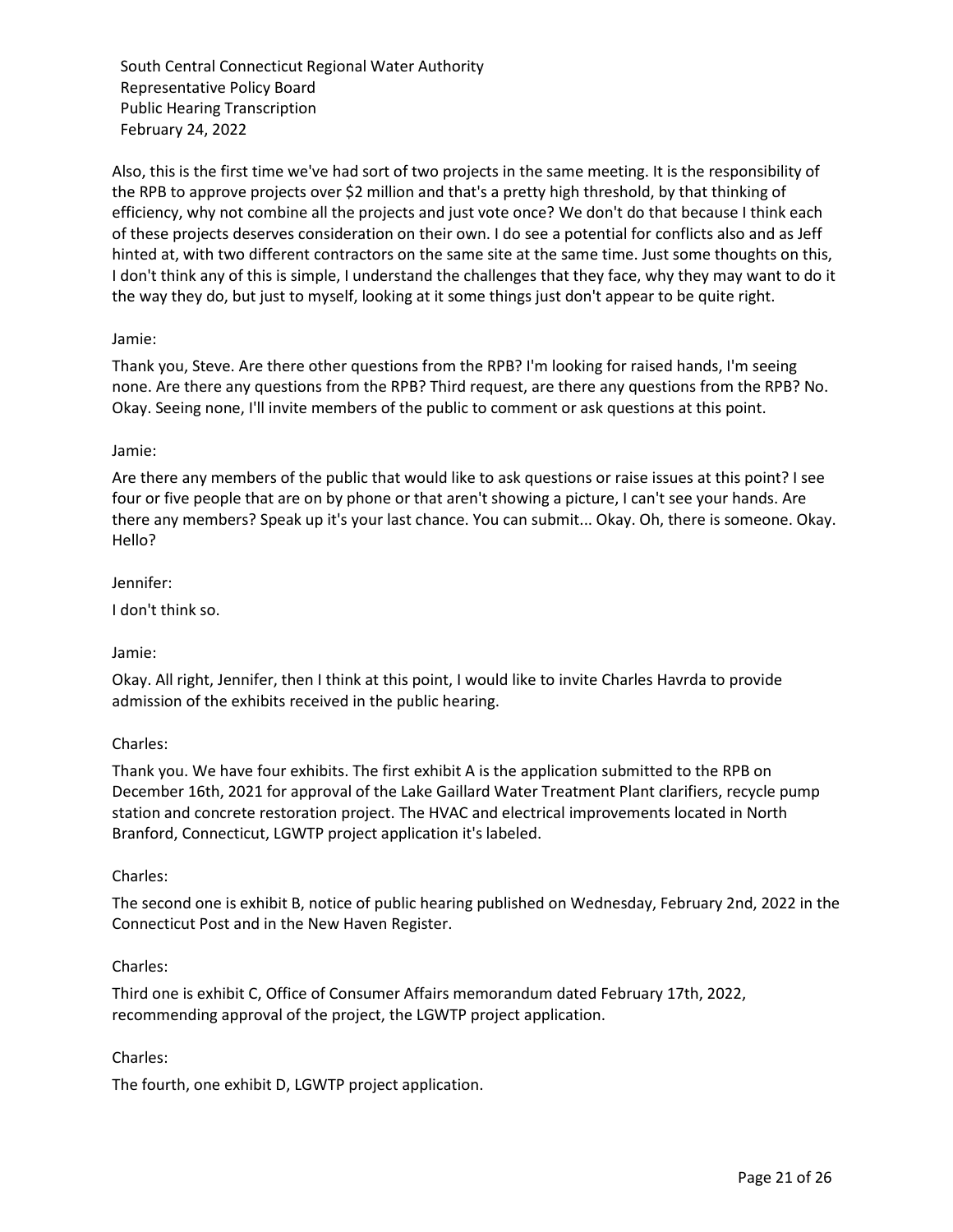Also, this is the first time we've had sort of two projects in the same meeting. It is the responsibility of the RPB to approve projects over $2 million and that's a pretty high threshold, by that thinking of efficiency, why not combine all the projects and just vote once? We don't do that because I think each of these projects deserves consideration on their own. I do see a potential for conflicts also and as Jeff hinted at, with two different contractors on the same site at the same time. Just some thoughts on this, I don't think any of this is simple, I understand the challenges that they face, why they may want to do it the way they do, but just to myself, looking at it some things just don't appear to be quite right.

Jamie:

Thank you, Steve. Are there other questions from the RPB? I'm looking for raised hands, I'm seeing none. Are there any questions from the RPB? Third request, are there any questions from the RPB? No. Okay. Seeing none, I'll invite members of the public to comment or ask questions at this point.

Jamie:

Are there any members of the public that would like to ask questions or raise issues at this point? I see four or five people that are on by phone or that aren't showing a picture, I can't see your hands. Are there any members? Speak up it's your last chance. You can submit... Okay. Oh, there is someone. Okay. Hello?

Jennifer:

I don't think so.

Jamie:

Okay. All right, Jennifer, then I think at this point, I would like to invite Charles Havrda to provide admission of the exhibits received in the public hearing.

Charles:

Thank you. We have four exhibits. The first exhibit A is the application submitted to the RPB on December 16th, 2021 for approval of the Lake Gaillard Water Treatment Plant clarifiers, recycle pump station and concrete restoration project. The HVAC and electrical improvements located in North Branford, Connecticut, LGWTP project application it's labeled.

Charles:

The second one is exhibit B, notice of public hearing published on Wednesday, February 2nd, 2022 in the Connecticut Post and in the New Haven Register.

Charles:

Third one is exhibit C, Office of Consumer Affairs memorandum dated February 17th, 2022, recommending approval of the project, the LGWTP project application.

Charles:

The fourth, one exhibit D, LGWTP project application.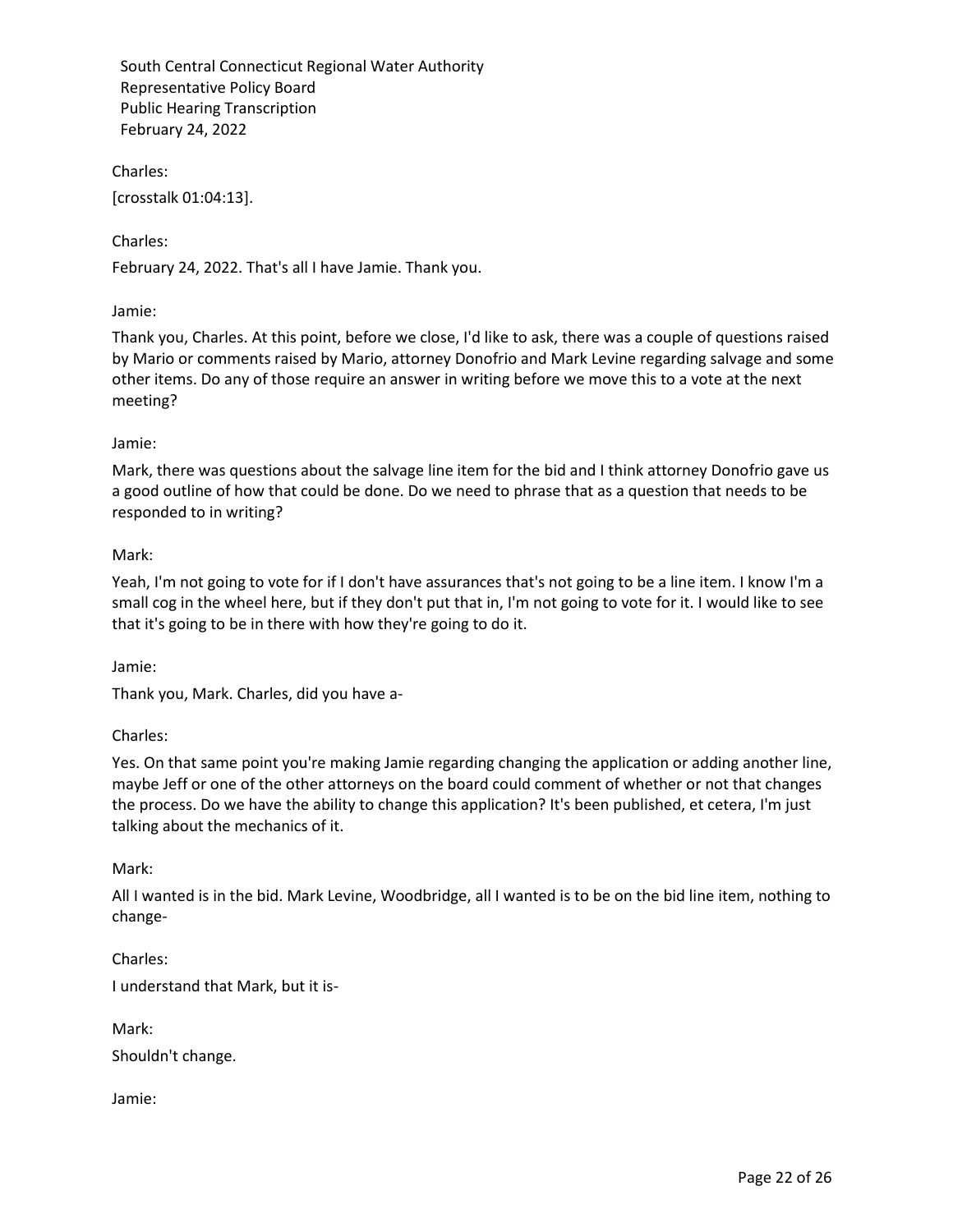Charles:

[crosstalk 01:04:13].

Charles:

February 24, 2022. That's all I have Jamie. Thank you.

Jamie:

Thank you, Charles. At this point, before we close, I'd like to ask, there was a couple of questions raised by Mario or comments raised by Mario, attorney Donofrio and Mark Levine regarding salvage and some other items. Do any of those require an answer in writing before we move this to a vote at the next meeting?

Jamie:

Mark, there was questions about the salvage line item for the bid and I think attorney Donofrio gave us a good outline of how that could be done. Do we need to phrase that as a question that needs to be responded to in writing?

Mark:

Yeah, I'm not going to vote for if I don't have assurances that's not going to be a line item. I know I'm a small cog in the wheel here, but if they don't put that in, I'm not going to vote for it. I would like to see that it's going to be in there with how they're going to do it.

Jamie:

Thank you, Mark. Charles, did you have a-

Charles:

Yes. On that same point you're making Jamie regarding changing the application or adding another line, maybe Jeff or one of the other attorneys on the board could comment of whether or not that changes the process. Do we have the ability to change this application? It's been published, et cetera, I'm just talking about the mechanics of it.

Mark:

All I wanted is in the bid. Mark Levine, Woodbridge, all I wanted is to be on the bid line item, nothing to change-

Charles:

I understand that Mark, but it is-

Mark:

Shouldn't change.

Jamie: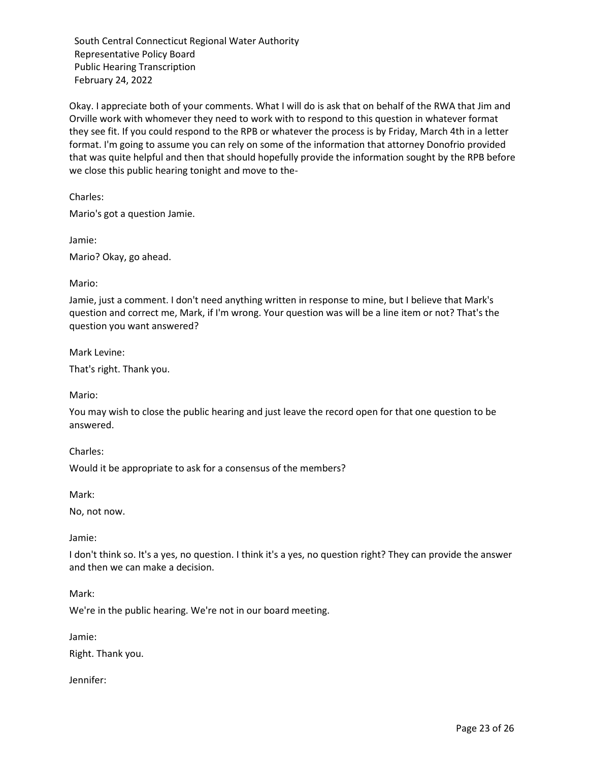Okay. I appreciate both of your comments. What I will do is ask that on behalf of the RWA that Jim and Orville work with whomever they need to work with to respond to this question in whatever format they see fit. If you could respond to the RPB or whatever the process is by Friday, March 4th in a letter format. I'm going to assume you can rely on some of the information that attorney Donofrio provided that was quite helpful and then that should hopefully provide the information sought by the RPB before we close this public hearing tonight and move to the-

Charles:

Mario's got a question Jamie.

Jamie:

Mario? Okay, go ahead.

Mario:

Jamie, just a comment. I don't need anything written in response to mine, but I believe that Mark's question and correct me, Mark, if I'm wrong. Your question was will be a line item or not? That's the question you want answered?

Mark Levine:

That's right. Thank you.

Mario:

You may wish to close the public hearing and just leave the record open for that one question to be answered.

Charles:

Would it be appropriate to ask for a consensus of the members?

Mark:

No, not now.

Jamie:

I don't think so. It's a yes, no question. I think it's a yes, no question right? They can provide the answer and then we can make a decision.

Mark:

We're in the public hearing. We're not in our board meeting.

Jamie:

Right. Thank you.

Jennifer: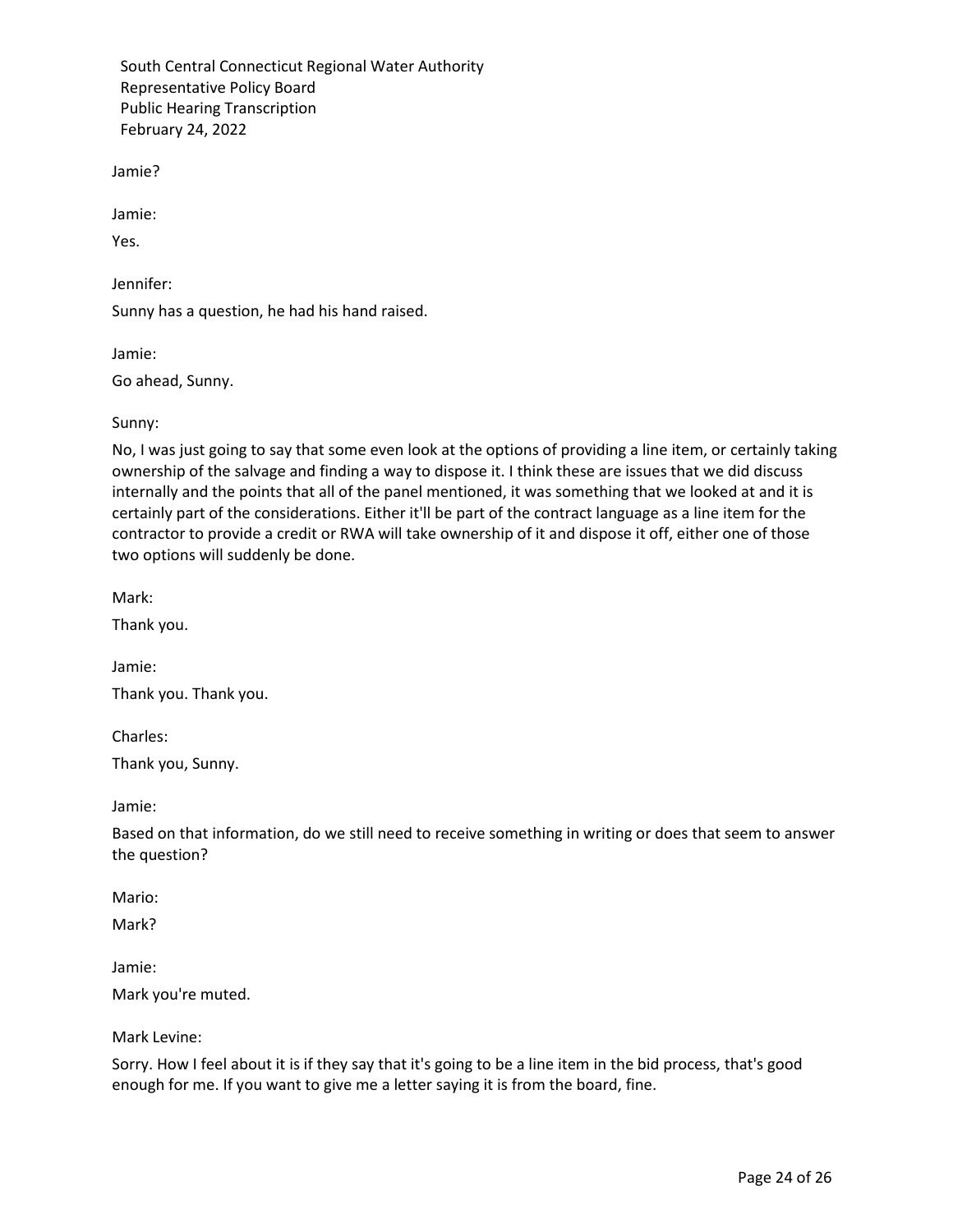Jamie?

Jamie:

Yes.

Jennifer:

Sunny has a question, he had his hand raised.

Jamie:

Go ahead, Sunny.

Sunny:

No, I was just going to say that some even look at the options of providing a line item, or certainly taking ownership of the salvage and finding a way to dispose it. I think these are issues that we did discuss internally and the points that all of the panel mentioned, it was something that we looked at and it is certainly part of the considerations. Either it'll be part of the contract language as a line item for the contractor to provide a credit or RWA will take ownership of it and dispose it off, either one of those two options will suddenly be done.

Mark:

Thank you.

Jamie:

Thank you. Thank you.

Charles:

Thank you, Sunny.

Jamie:

Based on that information, do we still need to receive something in writing or does that seem to answer the question?

Mario:

Mark?

Jamie:

Mark you're muted.

Mark Levine:

Sorry. How I feel about it is if they say that it's going to be a line item in the bid process, that's good enough for me. If you want to give me a letter saying it is from the board, fine.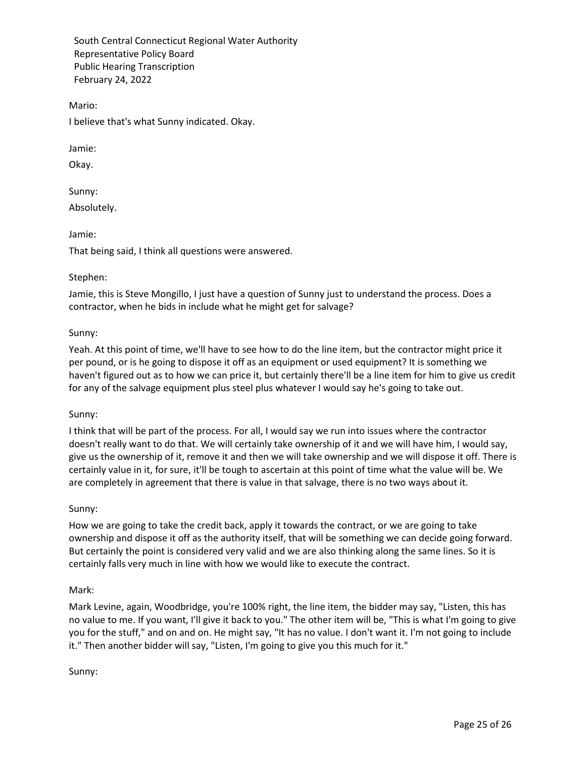Mario:

I believe that's what Sunny indicated. Okay.

Jamie:

Okay.

Sunny:

Absolutely.

Jamie:

That being said, I think all questions were answered.

Stephen:

Jamie, this is Steve Mongillo, I just have a question of Sunny just to understand the process. Does a contractor, when he bids in include what he might get for salvage?

Sunny:

Yeah. At this point of time, we'll have to see how to do the line item, but the contractor might price it per pound, or is he going to dispose it off as an equipment or used equipment? It is something we haven't figured out as to how we can price it, but certainly there'll be a line item for him to give us credit for any of the salvage equipment plus steel plus whatever I would say he's going to take out.

Sunny:

I think that will be part of the process. For all, I would say we run into issues where the contractor doesn't really want to do that. We will certainly take ownership of it and we will have him, I would say, give us the ownership of it, remove it and then we will take ownership and we will dispose it off. There is certainly value in it, for sure, it'll be tough to ascertain at this point of time what the value will be. We are completely in agreement that there is value in that salvage, there is no two ways about it.

Sunny:

How we are going to take the credit back, apply it towards the contract, or we are going to take ownership and dispose it off as the authority itself, that will be something we can decide going forward. But certainly the point is considered very valid and we are also thinking along the same lines. So it is certainly falls very much in line with how we would like to execute the contract.

Mark:

Mark Levine, again, Woodbridge, you're 100% right, the line item, the bidder may say, "Listen, this has no value to me. If you want, I'll give it back to you." The other item will be, "This is what I'm going to give you for the stuff," and on and on. He might say, "It has no value. I don't want it. I'm not going to include it." Then another bidder will say, "Listen, I'm going to give you this much for it."

Sunny: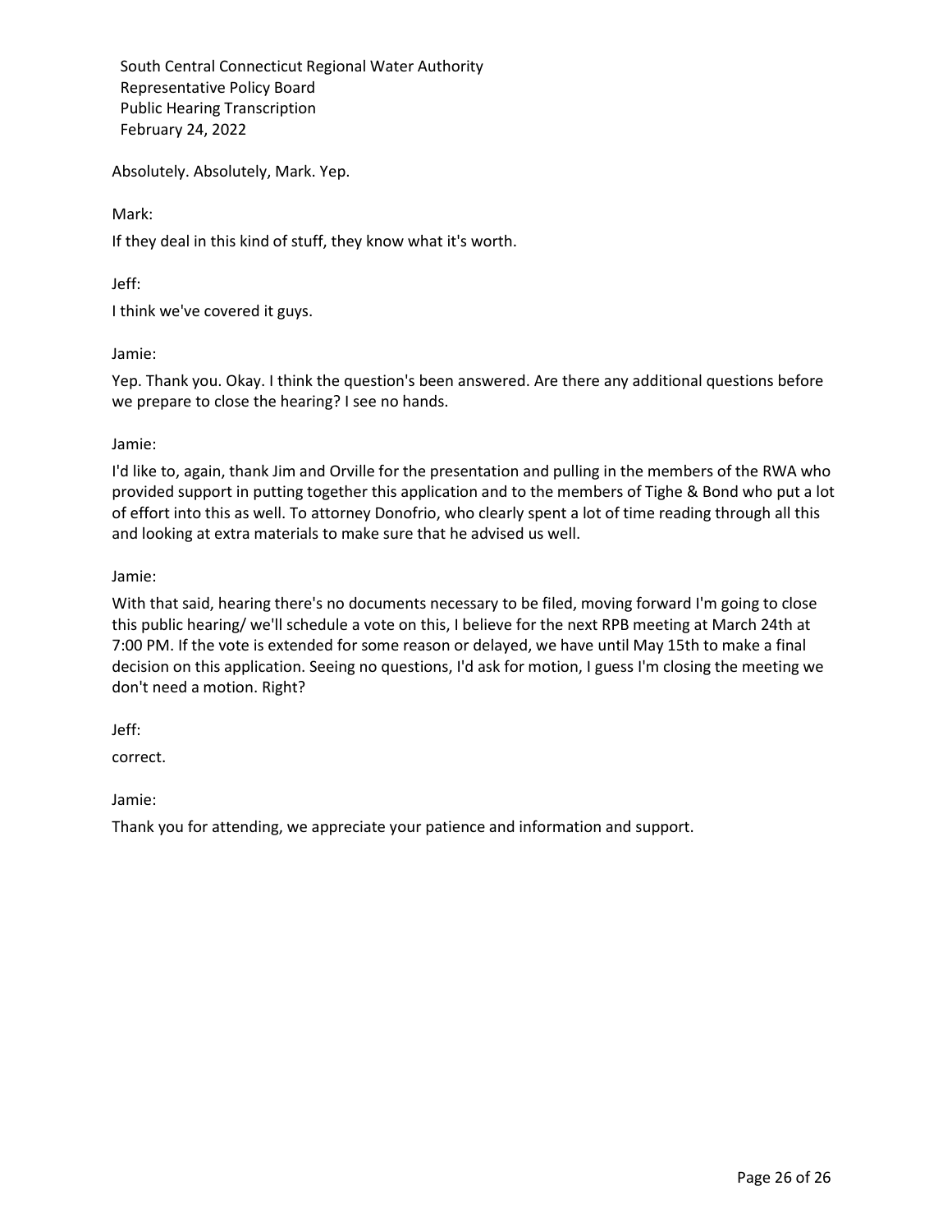Absolutely. Absolutely, Mark. Yep.

Mark:

If they deal in this kind of stuff, they know what it's worth.

Jeff:

I think we've covered it guys.

Jamie:

Yep. Thank you. Okay. I think the question's been answered. Are there any additional questions before we prepare to close the hearing? I see no hands.

Jamie:

I'd like to, again, thank Jim and Orville for the presentation and pulling in the members of the RWA who provided support in putting together this application and to the members of Tighe & Bond who put a lot of effort into this as well. To attorney Donofrio, who clearly spent a lot of time reading through all this and looking at extra materials to make sure that he advised us well.

Jamie:

With that said, hearing there's no documents necessary to be filed, moving forward I'm going to close this public hearing/ we'll schedule a vote on this, I believe for the next RPB meeting at March 24th at 7:00 PM. If the vote is extended for some reason or delayed, we have until May 15th to make a final decision on this application. Seeing no questions, I'd ask for motion, I guess I'm closing the meeting we don't need a motion. Right?

Jeff:

correct.

Jamie:

Thank you for attending, we appreciate your patience and information and support.